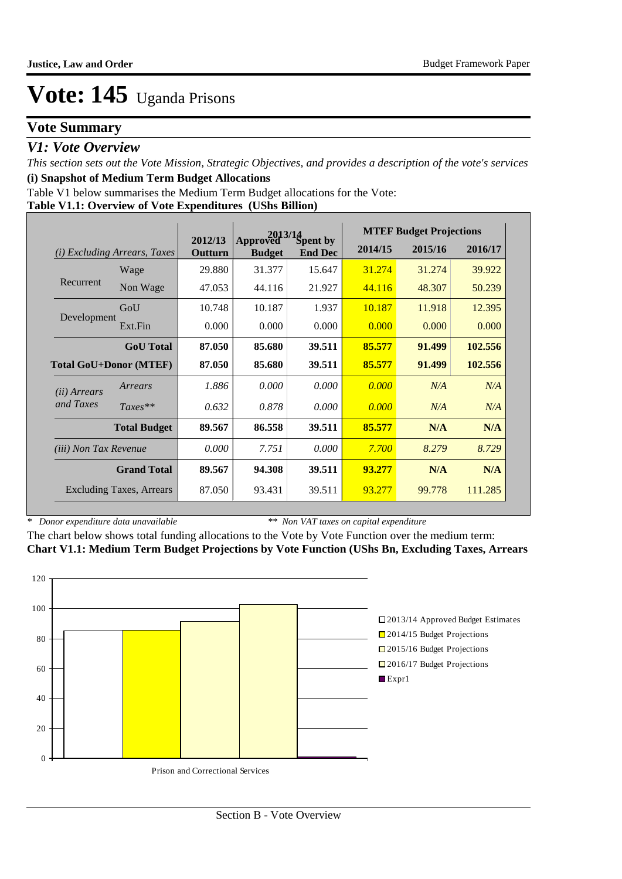# Vote: 145 Uganda Prisons

## Vote Summary

### *V1: Vote Overview*

*This section sets out the Vote Mission, Strategic Objectives, and provides a description of the vote's services*

**(i) Snapshot of Medium Term Budget Allocations**

Table V1 below summarises the Medium Term Budget allocations for the Vote:

**Table V1.1: Overview of Vote Expenditures (UShs Billion)**

| *(i) Excluding Arrears, Taxes* | | 2012/13 Outturn | 2013/14 Approved Budget | 2013/14 Spent by End Dec | MTEF Budget Projections 2014/15 | 2015/16 | 2016/17 |
|---|---|---|---|---|---|---|---|
| Recurrent | Wage | 29.880 | 31.377 | 15.647 | 31.274 | 31.274 | 39.922 |
| | Non Wage | 47.053 | 44.116 | 21.927 | 44.116 | 48.307 | 50.239 |
| Development | GoU | 10.748 | 10.187 | 1.937 | 10.187 | 11.918 | 12.395 |
| | Ext.Fin | 0.000 | 0.000 | 0.000 | 0.000 | 0.000 | 0.000 |
| | **GoU Total** | **87.050** | **85.680** | **39.511** | **85.577** | **91.499** | **102.556** |
| **Total GoU+Donor (MTEF)** | | **87.050** | **85.680** | **39.511** | **85.577** | **91.499** | **102.556** |
| *(ii) Arrears and Taxes* | *Arrears* | *1.886* | *0.000* | *0.000* | *0.000* | *N/A* | *N/A* |
| | *Taxes*** | *0.632* | *0.878* | *0.000* | *0.000* | *N/A* | *N/A* |
| | **Total Budget** | **89.567** | **86.558** | **39.511** | **85.577** | **N/A** | **N/A** |
| *(iii) Non Tax Revenue* | | *0.000* | *7.751* | *0.000* | *7.700* | *8.279* | *8.729* |
| | **Grand Total** | **89.567** | **94.308** | **39.511** | **93.277** | **N/A** | **N/A** |
| Excluding Taxes, Arrears | | 87.050 | 93.431 | 39.511 | 93.277 | 99.778 | 111.285 |

\* *Donor expenditure data unavailable* \*\* *Non VAT taxes on capital expenditure*

The chart below shows total funding allocations to the Vote by Vote Function over the medium term:

**Chart V1.1: Medium Term Budget Projections by Vote Function (UShs Bn, Excluding Taxes, Arrears**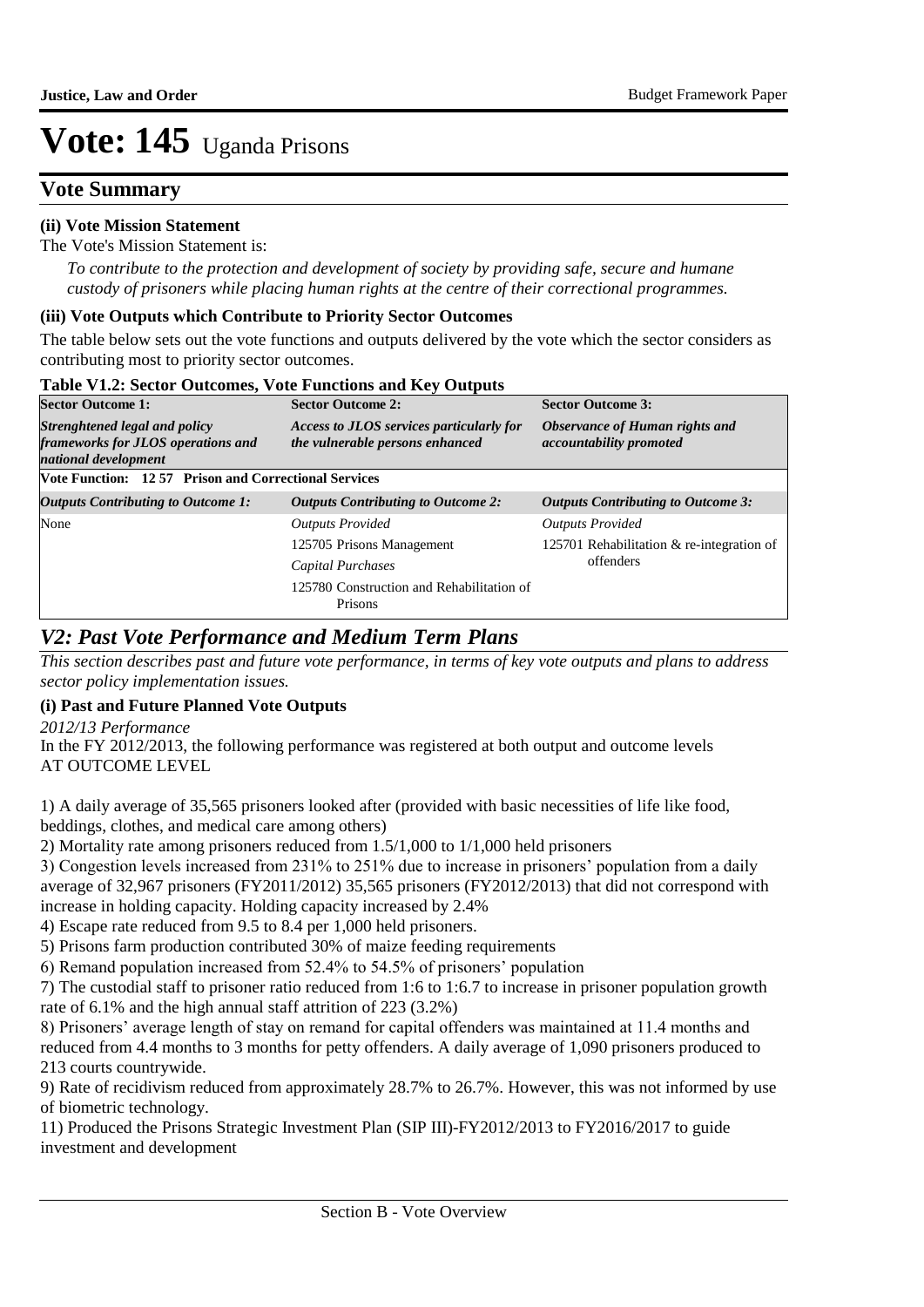# Vote: 145 Uganda Prisons

## Vote Summary

### (ii) Vote Mission Statement

The Vote's Mission Statement is:

*To contribute to the protection and development of society by providing safe, secure and humane custody of prisoners while placing human rights at the centre of their correctional programmes.*

### (iii) Vote Outputs which Contribute to Priority Sector Outcomes

The table below sets out the vote functions and outputs delivered by the vote which the sector considers as contributing most to priority sector outcomes.

**Table V1.2: Sector Outcomes, Vote Functions and Key Outputs**

| **Sector Outcome 1:** | **Sector Outcome 2:** | **Sector Outcome 3:** |
|---|---|---|
| ***Strenghtened legal and policy frameworks for JLOS operations and national development*** | ***Access to JLOS services particularly for the vulnerable persons enhanced*** | ***Observance of Human rights and accountability promoted*** |
| **Vote Function: 12 57 Prison and Correctional Services** | | |
| ***Outputs Contributing to Outcome 1:*** | ***Outputs Contributing to Outcome 2:*** | ***Outputs Contributing to Outcome 3:*** |
| None | *Outputs Provided* | *Outputs Provided* |
| | 125705 Prisons Management | 125701 Rehabilitation & re-integration of offenders |
| | *Capital Purchases* | |
| | 125780 Construction and Rehabilitation of Prisons | |

## *V2: Past Vote Performance and Medium Term Plans*

*This section describes past and future vote performance, in terms of key vote outputs and plans to address sector policy implementation issues.*

### (i) Past and Future Planned Vote Outputs

*2012/13 Performance*

In the FY 2012/2013, the following performance was registered at both output and outcome levels
AT OUTCOME LEVEL

1) A daily average of 35,565 prisoners looked after (provided with basic necessities of life like food, beddings, clothes, and medical care among others)
2) Mortality rate among prisoners reduced from 1.5/1,000 to 1/1,000 held prisoners
3) Congestion levels increased from 231% to 251% due to increase in prisoners' population from a daily average of 32,967 prisoners (FY2011/2012) 35,565 prisoners (FY2012/2013) that did not correspond with increase in holding capacity. Holding capacity increased by 2.4%
4) Escape rate reduced from 9.5 to 8.4 per 1,000 held prisoners.
5) Prisons farm production contributed 30% of maize feeding requirements
6) Remand population increased from 52.4% to 54.5% of prisoners' population
7) The custodial staff to prisoner ratio reduced from 1:6 to 1:6.7 to increase in prisoner population growth rate of 6.1% and the high annual staff attrition of 223 (3.2%)
8) Prisoners' average length of stay on remand for capital offenders was maintained at 11.4 months and reduced from 4.4 months to 3 months for petty offenders. A daily average of 1,090 prisoners produced to 213 courts countrywide.
9) Rate of recidivism reduced from approximately 28.7% to 26.7%. However, this was not informed by use of biometric technology.
11) Produced the Prisons Strategic Investment Plan (SIP III)-FY2012/2013 to FY2016/2017 to guide investment and development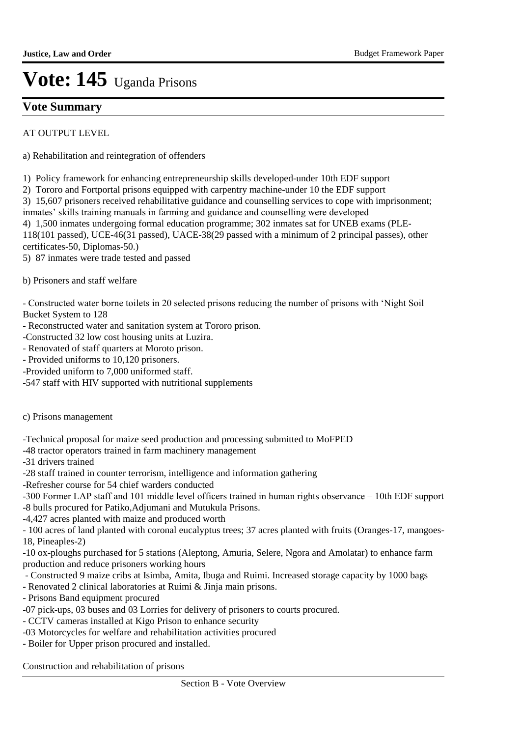# Vote: 145 Uganda Prisons

## Vote Summary

AT OUTPUT LEVEL

a) Rehabilitation and reintegration of offenders

1) Policy framework for enhancing entrepreneurship skills developed-under 10th EDF support
2) Tororo and Fortportal prisons equipped with carpentry machine-under 10 the EDF support
3) 15,607 prisoners received rehabilitative guidance and counselling services to cope with imprisonment; inmates' skills training manuals in farming and guidance and counselling were developed
4) 1,500 inmates undergoing formal education programme; 302 inmates sat for UNEB exams (PLE-118(101 passed), UCE-46(31 passed), UACE-38(29 passed with a minimum of 2 principal passes), other certificates-50, Diplomas-50.)
5) 87 inmates were trade tested and passed

b) Prisoners and staff welfare

- Constructed water borne toilets in 20 selected prisons reducing the number of prisons with 'Night Soil Bucket System to 128
- Reconstructed water and sanitation system at Tororo prison.
- Constructed 32 low cost housing units at Luzira.
- Renovated of staff quarters at Moroto prison.
- Provided uniforms to 10,120 prisoners.
- Provided uniform to 7,000 uniformed staff.
- 547 staff with HIV supported with nutritional supplements

c) Prisons management

- Technical proposal for maize seed production and processing submitted to MoFPED
- 48 tractor operators trained in farm machinery management
- 31 drivers trained
- 28 staff trained in counter terrorism, intelligence and information gathering
- Refresher course for 54 chief warders conducted
- 300 Former LAP staff and 101 middle level officers trained in human rights observance – 10th EDF support
- 8 bulls procured for Patiko,Adjumani and Mutukula Prisons.
- 4,427 acres planted with maize and produced worth
- 100 acres of land planted with coronal eucalyptus trees; 37 acres planted with fruits (Oranges-17, mangoes-18, Pineapples-2)
- 10 ox-ploughs purchased for 5 stations (Aleptong, Amuria, Selere, Ngora and Amolatar) to enhance farm production and reduce prisoners working hours
- Constructed 9 maize cribs at Isimba, Amita, Ibuga and Ruimi. Increased storage capacity by 1000 bags
- Renovated 2 clinical laboratories at Ruimi & Jinja main prisons.
- Prisons Band equipment procured
- 07 pick-ups, 03 buses and 03 Lorries for delivery of prisoners to courts procured.
- CCTV cameras installed at Kigo Prison to enhance security
- 03 Motorcycles for welfare and rehabilitation activities procured
- Boiler for Upper prison procured and installed.

Construction and rehabilitation of prisons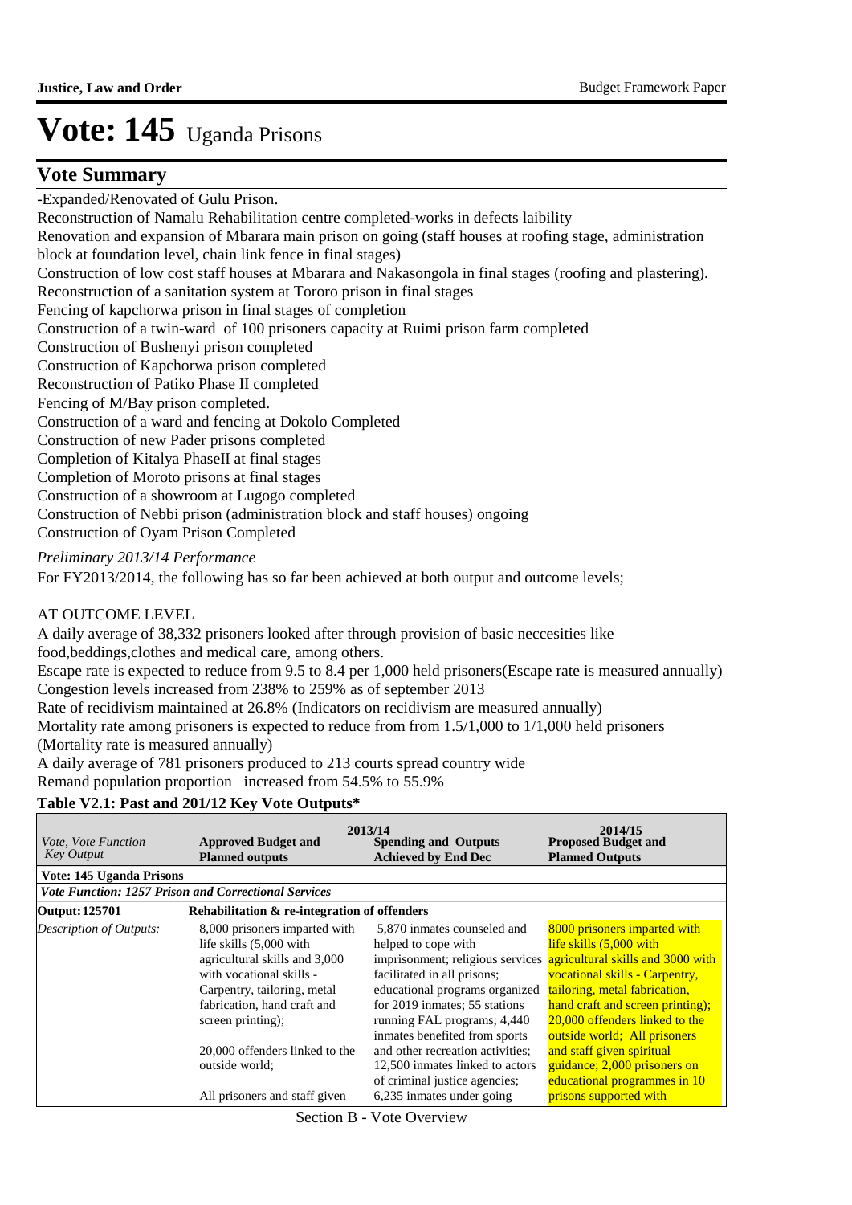# Vote: 145 Uganda Prisons

## Vote Summary

-Expanded/Renovated of Gulu Prison.
Reconstruction of Namalu Rehabilitation centre completed-works in defects laibility
Renovation and expansion of Mbarara main prison on going (staff houses at roofing stage, administration block at foundation level, chain link fence in final stages)
Construction of low cost staff houses at Mbarara and Nakasongola in final stages (roofing and plastering).
Reconstruction of a sanitation system at Tororo prison in final stages
Fencing of kapchorwa prison in final stages of completion
Construction of a twin-ward of 100 prisoners capacity at Ruimi prison farm completed
Construction of Bushenyi prison completed
Construction of Kapchorwa prison completed
Reconstruction of Patiko Phase II completed
Fencing of M/Bay prison completed.
Construction of a ward and fencing at Dokolo Completed
Construction of new Pader prisons completed
Completion of Kitalya PhaseII at final stages
Completion of Moroto prisons at final stages
Construction of a showroom at Lugogo completed
Construction of Nebbi prison (administration block and staff houses) ongoing
Construction of Oyam Prison Completed

*Preliminary 2013/14 Performance*

For FY2013/2014, the following has so far been achieved at both output and outcome levels;

AT OUTCOME LEVEL

A daily average of 38,332 prisoners looked after through provision of basic neccesities like food,beddings,clothes and medical care, among others.
Escape rate is expected to reduce from 9.5 to 8.4 per 1,000 held prisoners(Escape rate is measured annually)
Congestion levels increased from 238% to 259% as of september 2013
Rate of recidivism maintained at 26.8% (Indicators on recidivism are measured annually)
Mortality rate among prisoners is expected to reduce from from 1.5/1,000 to 1/1,000 held prisoners (Mortality rate is measured annually)
A daily average of 781 prisoners produced to 213 courts spread country wide
Remand population proportion increased from 54.5% to 55.9%

**Table V2.1: Past and 201/12 Key Vote Outputs***

| *Vote, Vote Function Key Output* | 2013/14 **Approved Budget and Planned outputs** | **Spending and Outputs Achieved by End Dec** | 2014/15 **Proposed Budget and Planned Outputs** |
|---|---|---|---|
| **Vote: 145 Uganda Prisons** | | | |
| ***Vote Function: 1257 Prison and Correctional Services*** | | | |
| **Output: 125701** | **Rehabilitation & re-integration of offenders** | | |
| *Description of Outputs:* | 8,000 prisoners imparted with life skills (5,000 with agricultural skills and 3,000 with vocational skills - Carpentry, tailoring, metal fabrication, hand craft and screen printing); 20,000 offenders linked to the outside world; All prisoners and staff given | 5,870 inmates counseled and helped to cope with imprisonment; religious services facilitated in all prisons; educational programs organized for 2019 inmates; 55 stations running FAL programs; 4,440 inmates benefited from sports and other recreation activities; 12,500 inmates linked to actors of criminal justice agencies; 6,235 inmates under going | 8000 prisoners imparted with life skills (5,000 with agricultural skills and 3000 with vocational skills - Carpentry, tailoring, metal fabrication, hand craft and screen printing); 20,000 offenders linked to the outside world; All prisoners and staff given spiritual guidance; 2,000 prisoners on educational programmes in 10 prisons supported with |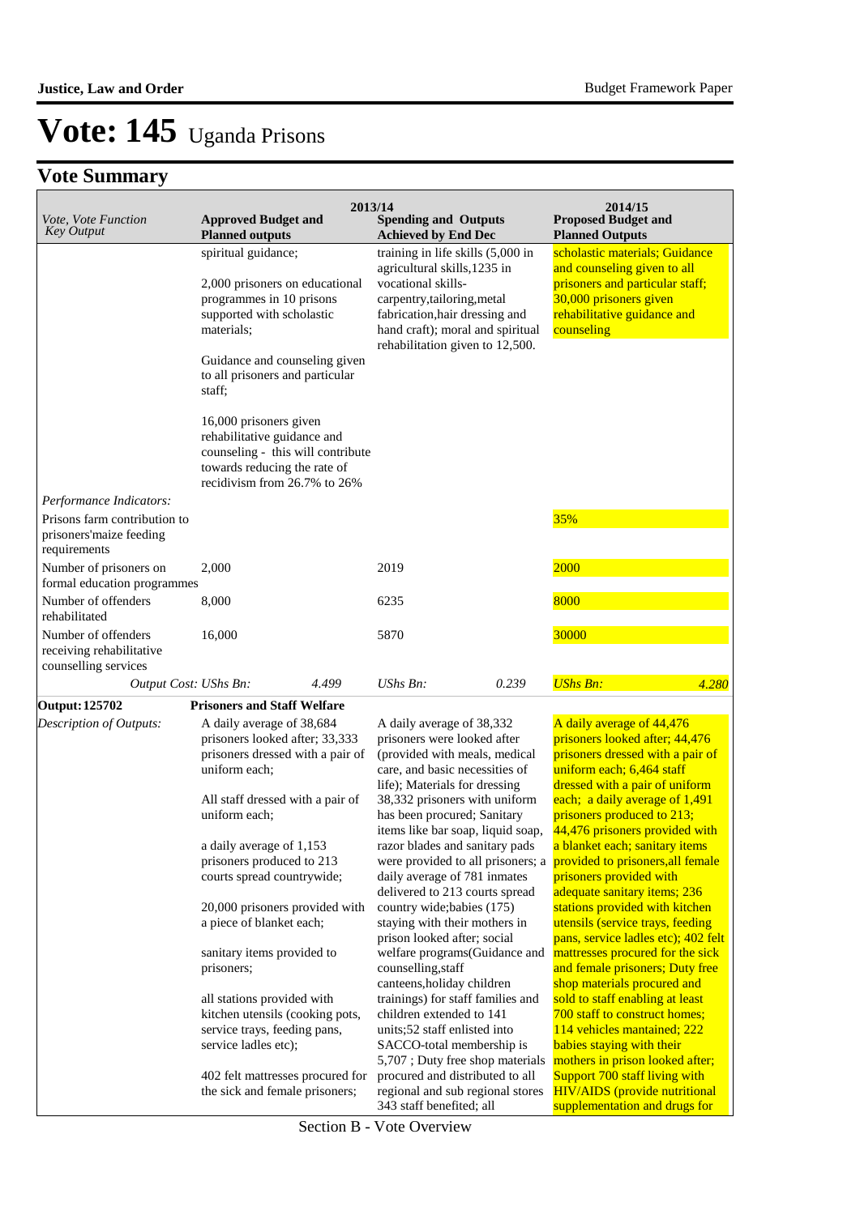# Vote: 145 Uganda Prisons

## Vote Summary

| *Vote, Vote Function Key Output* | 2013/14 **Approved Budget and Planned outputs** | 2013/14 **Spending and Outputs Achieved by End Dec** | 2014/15 **Proposed Budget and Planned Outputs** |
|---|---|---|---|
| | spiritual guidance;<br><br>2,000 prisoners on educational programmes in 10 prisons supported with scholastic materials;<br><br>Guidance and counseling given to all prisoners and particular staff;<br><br>16,000 prisoners given rehabilitative guidance and counseling - this will contribute towards reducing the rate of recidivism from 26.7% to 26% | training in life skills (5,000 in agricultural skills,1235 in vocational skills-carpentry,tailoring,metal fabrication,hair dressing and hand craft); moral and spiritual rehabilitation given to 12,500. | scholastic materials; Guidance and counseling given to all prisoners and particular staff; 30,000 prisoners given rehabilitative guidance and counseling |
| *Performance Indicators:* | | | |
| Prisons farm contribution to prisoners'maize feeding requirements | | | 35% |
| Number of prisoners on formal education programmes | 2,000 | 2019 | 2000 |
| Number of offenders rehabilitated | 8,000 | 6235 | 8000 |
| Number of offenders receiving rehabilitative counselling services | 16,000 | 5870 | 30000 |
| *Output Cost:* | *UShs Bn:* 4.499 | *UShs Bn:* 0.239 | *UShs Bn:* 4.280 |
| **Output: 125702** | **Prisoners and Staff Welfare** | | |
| *Description of Outputs:* | A daily average of 38,684 prisoners looked after; 33,333 prisoners dressed with a pair of uniform each;<br><br>All staff dressed with a pair of uniform each;<br><br>a daily average of 1,153 prisoners produced to 213 courts spread countrywide;<br><br>20,000 prisoners provided with a piece of blanket each;<br><br>sanitary items provided to prisoners;<br><br>all stations provided with kitchen utensils (cooking pots, service trays, feeding pans, service ladles etc);<br><br>402 felt mattresses procured for the sick and female prisoners; | A daily average of 38,332 prisoners were looked after (provided with meals, medical care, and basic necessities of life); Materials for dressing 38,332 prisoners with uniform has been procured; Sanitary items like bar soap, liquid soap, razor blades and sanitary pads were provided to all prisoners; a daily average of 781 inmates delivered to 213 courts spread country wide;babies (175) staying with their mothers in prison looked after; social welfare programs(Guidance and counselling,staff canteens,holiday children trainings) for staff families and children extended to 141 units;52 staff enlisted into SACCO-total membership is 5,707 ; Duty free shop materials procured and distributed to all regional and sub regional stores 343 staff benefited; all | A daily average of 44,476 prisoners looked after; 44,476 prisoners dressed with a pair of uniform each; 6,464 staff dressed with a pair of uniform each; a daily average of 1,491 prisoners produced to 213; 44,476 prisoners provided with a blanket each; sanitary items provided to prisoners,all female prisoners provided with adequate sanitary items; 236 stations provided with kitchen utensils (service trays, feeding pans, service ladles etc); 402 felt mattresses procured for the sick and female prisoners; Duty free shop materials procured and sold to staff enabling at least 700 staff to construct homes; 114 vehicles mantained; 222 babies staying with their mothers in prison looked after; Support 700 staff living with HIV/AIDS (provide nutritional supplementation and drugs for |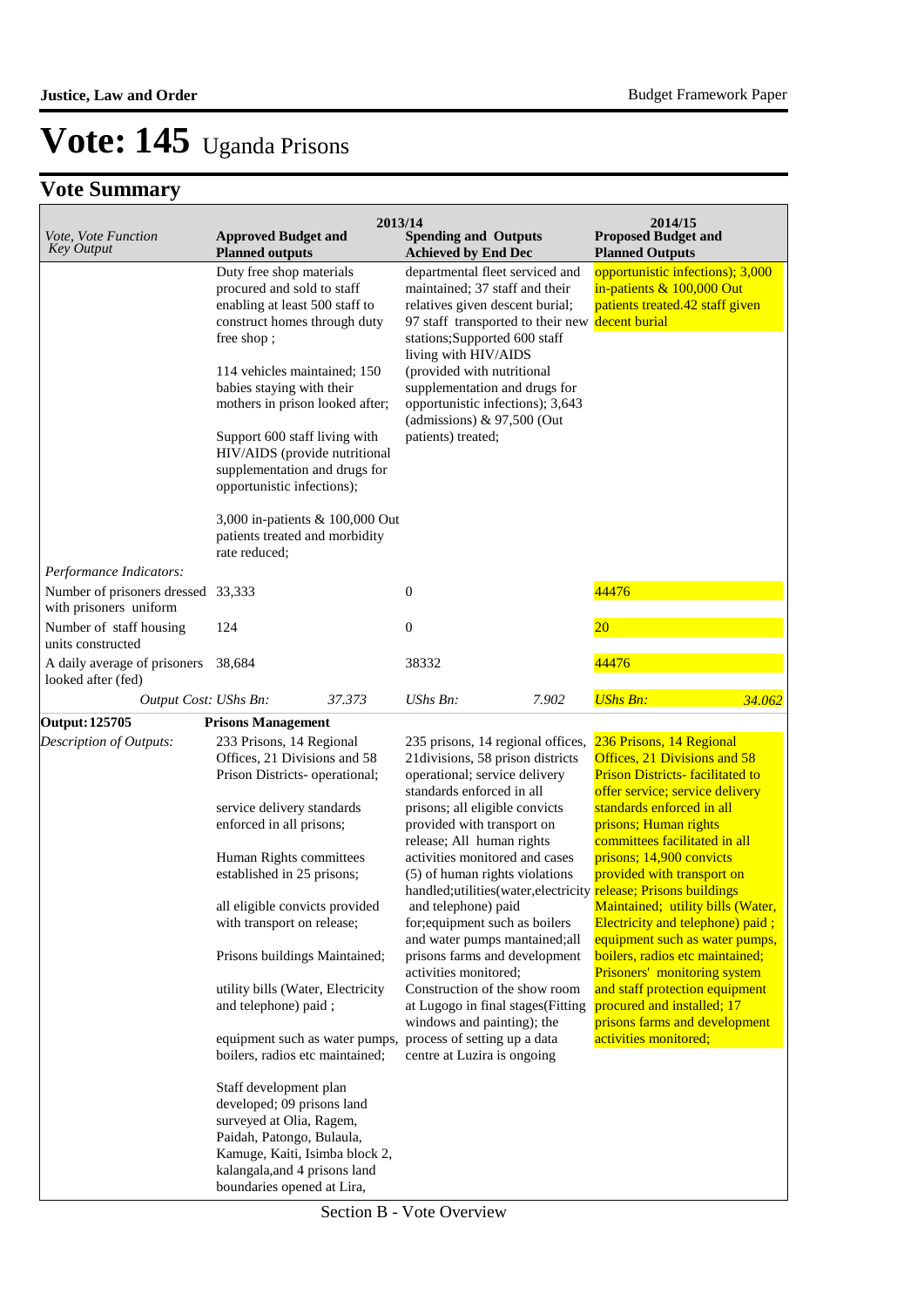# Vote: 145 Uganda Prisons

## Vote Summary

| *Vote, Vote Function Key Output* | 2013/14 **Approved Budget and Planned outputs** | | 2013/14 **Spending and Outputs Achieved by End Dec** | | 2014/15 **Proposed Budget and Planned Outputs** | |
|---|---|---|---|---|---|---|
| | Duty free shop materials procured and sold to staff enabling at least 500 staff to construct homes through duty free shop ;<br><br>114 vehicles maintained; 150 babies staying with their mothers in prison looked after;<br><br>Support 600 staff living with HIV/AIDS (provide nutritional supplementation and drugs for opportunistic infections);<br><br>3,000 in-patients & 100,000 Out patients treated and morbidity rate reduced; | | departmental fleet serviced and maintained; 37 staff and their relatives given descent burial; 97 staff transported to their new stations;Supported 600 staff living with HIV/AIDS (provided with nutritional supplementation and drugs for opportunistic infections); 3,643 (admissions) & 97,500 (Out patients) treated; | | opportunistic infections); 3,000 in-patients & 100,000 Out patients treated.42 staff given decent burial | |
| *Performance Indicators:* | | | | | | |
| Number of prisoners dressed with prisoners uniform | 33,333 | | 0 | | 44476 | |
| Number of staff housing units constructed | 124 | | 0 | | 20 | |
| A daily average of prisoners looked after (fed) | 38,684 | | 38332 | | 44476 | |
| *Output Cost:* | *UShs Bn:* | *37.373* | *UShs Bn:* | *7.902* | *UShs Bn:* | *34.062* |
| **Output: 125705** | **Prisons Management** | | | | | |
| *Description of Outputs:* | 233 Prisons, 14 Regional Offices, 21 Divisions and 58 Prison Districts- operational;<br><br>service delivery standards enforced in all prisons;<br><br>Human Rights committees established in 25 prisons;<br><br>all eligible convicts provided with transport on release;<br><br>Prisons buildings Maintained;<br><br>utility bills (Water, Electricity and telephone) paid ;<br><br>equipment such as water pumps, boilers, radios etc maintained;<br><br>Staff development plan developed; 09 prisons land surveyed at Olia, Ragem, Paidah, Patongo, Bulaula, Kamuge, Kaiti, Isimba block 2, kalangala,and 4 prisons land boundaries opened at Lira, | | 235 prisons, 14 regional offices, 21divisions, 58 prison districts operational; service delivery standards enforced in all prisons; all eligible convicts provided with transport on release; All human rights activities monitored and cases (5) of human rights violations handled;utilities(water,electricity and telephone) paid for;equipment such as boilers and water pumps mantained;all prisons farms and development activities monitored; Construction of the show room at Lugogo in final stages(Fitting windows and painting); the process of setting up a data centre at Luzira is ongoing | | 236 Prisons, 14 Regional Offices, 21 Divisions and 58 Prison Districts- facilitated to offer service; service delivery standards enforced in all prisons; Human rights committees facilitated in all prisons; 14,900 convicts provided with transport on release; Prisons buildings Maintained; utility bills (Water, Electricity and telephone) paid ; equipment such as water pumps, boilers, radios etc maintained; Prisoners' monitoring system and staff protection equipment procured and installed; 17 prisons farms and development activities monitored; | |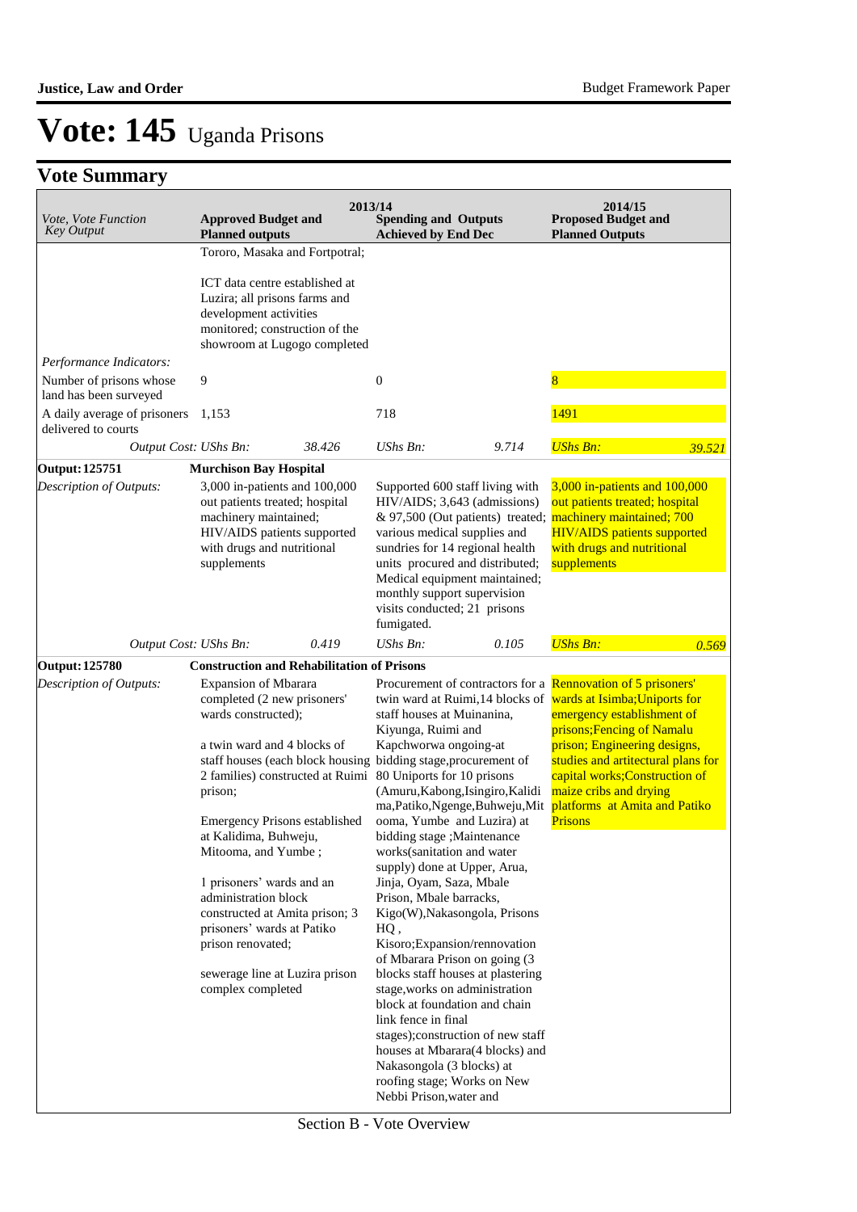# Vote: 145 Uganda Prisons

## Vote Summary

| Vote, Vote Function Key Output | 2013/14 Approved Budget and Planned outputs | | 2013/14 Spending and Outputs Achieved by End Dec | | 2014/15 Proposed Budget and Planned Outputs | |
|---|---|---|---|---|---|---|
| | Tororo, Masaka and Fortpotral;<br><br>ICT data centre established at Luzira; all prisons farms and development activities monitored; construction of the showroom at Lugogo completed | | | | | |
| *Performance Indicators:* | | | | | | |
| Number of prisons whose land has been surveyed | 9 | | 0 | | 8 | |
| A daily average of prisoners delivered to courts | 1,153 | | 718 | | 1491 | |
| *Output Cost: UShs Bn:* | | *38.426* | *UShs Bn:* | *9.714* | *UShs Bn:* | *39.521* |
| **Output: 125751** | **Murchison Bay Hospital** | | | | | |
| *Description of Outputs:* | 3,000 in-patients and 100,000 out patients treated; hospital machinery maintained; HIV/AIDS patients supported with drugs and nutritional supplements | | Supported 600 staff living with HIV/AIDS; 3,643 (admissions) & 97,500 (Out patients) treated; various medical supplies and sundries for 14 regional health units procured and distributed; Medical equipment maintained; monthly support supervision visits conducted; 21 prisons fumigated. | | 3,000 in-patients and 100,000 out patients treated; hospital machinery maintained; 700 HIV/AIDS patients supported with drugs and nutritional supplements | |
| *Output Cost: UShs Bn:* | | *0.419* | *UShs Bn:* | *0.105* | *UShs Bn:* | *0.569* |
| **Output: 125780** | **Construction and Rehabilitation of Prisons** | | | | | |
| *Description of Outputs:* | Expansion of Mbarara completed (2 new prisoners' wards constructed);<br><br>a twin ward and 4 blocks of staff houses (each block housing 2 families) constructed at Ruimi prison;<br><br>Emergency Prisons established at Kalidima, Buhweju, Mitooma, and Yumbe ;<br><br>1 prisoners' wards and an administration block constructed at Amita prison; 3 prisoners' wards at Patiko prison renovated;<br><br>sewerage line at Luzira prison complex completed | | Procurement of contractors for a twin ward at Ruimi,14 blocks of staff houses at Muinanina, Kiyunga, Ruimi and Kapchworwa ongoing-at bidding stage,procurement of 80 Uniports for 10 prisons (Amuru,Kabong,Isingiro,Kalidima,Patiko,Ngenge,Buhweju,Mitooma, Yumbe and Luzira) at bidding stage ;Maintenance works(sanitation and water supply) done at Upper, Arua, Jinja, Oyam, Saza, Mbale Prison, Mbale barracks, Kigo(W),Nakasongola, Prisons HQ , Kisoro;Expansion/rennovation of Mbarara Prison on going (3 blocks staff houses at plastering stage,works on administration block at foundation and chain link fence in final stages);construction of new staff houses at Mbarara(4 blocks) and Nakasongola (3 blocks) at roofing stage; Works on New Nebbi Prison,water and | | Rennovation of 5 prisoners' wards at Isimba;Uniports for emergency establishment of prisons;Fencing of Namalu prison; Engineering designs, studies and artitectural plans for capital works;Construction of maize cribs and drying platforms at Amita and Patiko Prisons | |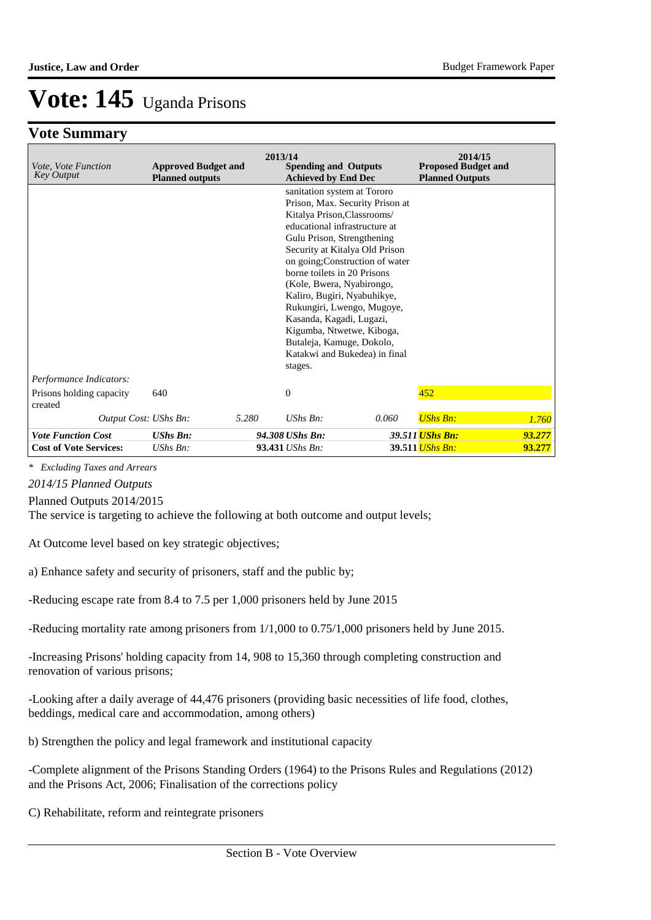# Vote: 145 Uganda Prisons

## Vote Summary

| *Vote, Vote Function Key Output* | **2013/14 Approved Budget and Planned outputs** | | **Spending and Outputs Achieved by End Dec** | | **2014/15 Proposed Budget and Planned Outputs** | |
|---|---|---|---|---|---|---|
| | | | sanitation system at Tororo Prison, Max. Security Prison at Kitalya Prison,Classrooms/ educational infrastructure at Gulu Prison, Strengthening Security at Kitalya Old Prison on going;Construction of water borne toilets in 20 Prisons (Kole, Bwera, Nyabirongo, Kaliro, Bugiri, Nyabuhikye, Rukungiri, Lwengo, Mugoye, Kasanda, Kagadi, Lugazi, Kigumba, Ntwetwe, Kiboga, Butaleja, Kamuge, Dokolo, Katakwi and Bukedea) in final stages. | | | |
| *Performance Indicators:* | | | | | | |
| Prisons holding capacity created | 640 | | 0 | | 452 | |
| *Output Cost: UShs Bn:* | | *5.280* | *UShs Bn:* | *0.060* | *UShs Bn:* | *1.760* |
| ***Vote Function Cost*** | ***UShs Bn:*** | | ***94.308 UShs Bn:*** | ***39.511*** | ***UShs Bn:*** | ***93.277*** |
| **Cost of Vote Services:** | *UShs Bn:* | | **93.431** *UShs Bn:* | **39.511** | *UShs Bn:* | **93.277** |

*\* Excluding Taxes and Arrears*

*2014/15 Planned Outputs*

Planned Outputs 2014/2015

The service is targeting to achieve the following at both outcome and output levels;

At Outcome level based on key strategic objectives;

a) Enhance safety and security of prisoners, staff and the public by;

-Reducing escape rate from 8.4 to 7.5 per 1,000 prisoners held by June 2015

-Reducing mortality rate among prisoners from 1/1,000 to 0.75/1,000 prisoners held by June 2015.

-Increasing Prisons' holding capacity from 14, 908 to 15,360 through completing construction and renovation of various prisons;

-Looking after a daily average of 44,476 prisoners (providing basic necessities of life food, clothes, beddings, medical care and accommodation, among others)

b) Strengthen the policy and legal framework and institutional capacity

-Complete alignment of the Prisons Standing Orders (1964) to the Prisons Rules and Regulations (2012) and the Prisons Act, 2006; Finalisation of the corrections policy

C) Rehabilitate, reform and reintegrate prisoners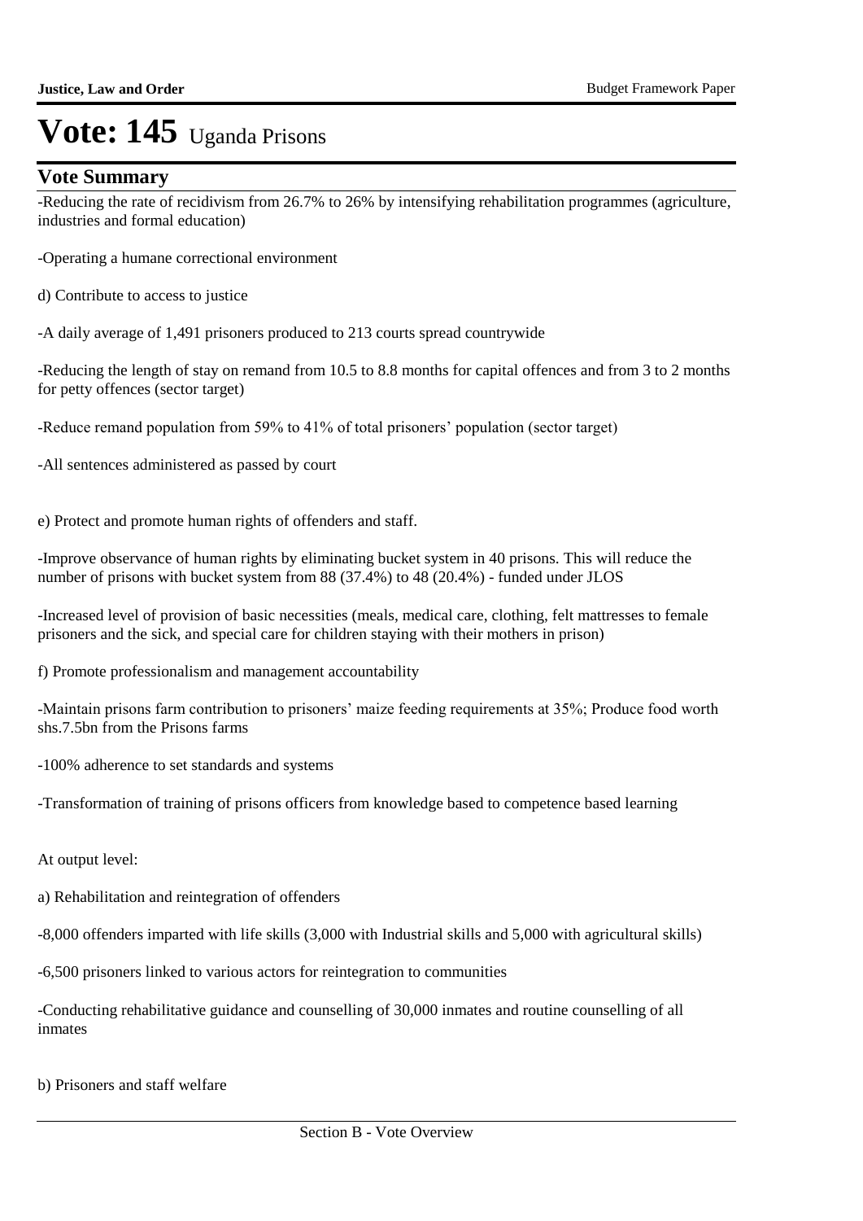# Vote: 145 Uganda Prisons

## Vote Summary

-Reducing the rate of recidivism from 26.7% to 26% by intensifying rehabilitation programmes (agriculture, industries and formal education)

-Operating a humane correctional environment

d) Contribute to access to justice

-A daily average of 1,491 prisoners produced to 213 courts spread countrywide

-Reducing the length of stay on remand from 10.5 to 8.8 months for capital offences and from 3 to 2 months for petty offences (sector target)

-Reduce remand population from 59% to 41% of total prisoners' population (sector target)

-All sentences administered as passed by court

e) Protect and promote human rights of offenders and staff.

-Improve observance of human rights by eliminating bucket system in 40 prisons. This will reduce the number of prisons with bucket system from 88 (37.4%) to 48 (20.4%) - funded under JLOS

-Increased level of provision of basic necessities (meals, medical care, clothing, felt mattresses to female prisoners and the sick, and special care for children staying with their mothers in prison)

f) Promote professionalism and management accountability

-Maintain prisons farm contribution to prisoners' maize feeding requirements at 35%; Produce food worth shs.7.5bn from the Prisons farms

-100% adherence to set standards and systems

-Transformation of training of prisons officers from knowledge based to competence based learning

At output level:

a) Rehabilitation and reintegration of offenders

-8,000 offenders imparted with life skills (3,000 with Industrial skills and 5,000 with agricultural skills)

-6,500 prisoners linked to various actors for reintegration to communities

-Conducting rehabilitative guidance and counselling of 30,000 inmates and routine counselling of all inmates

b) Prisoners and staff welfare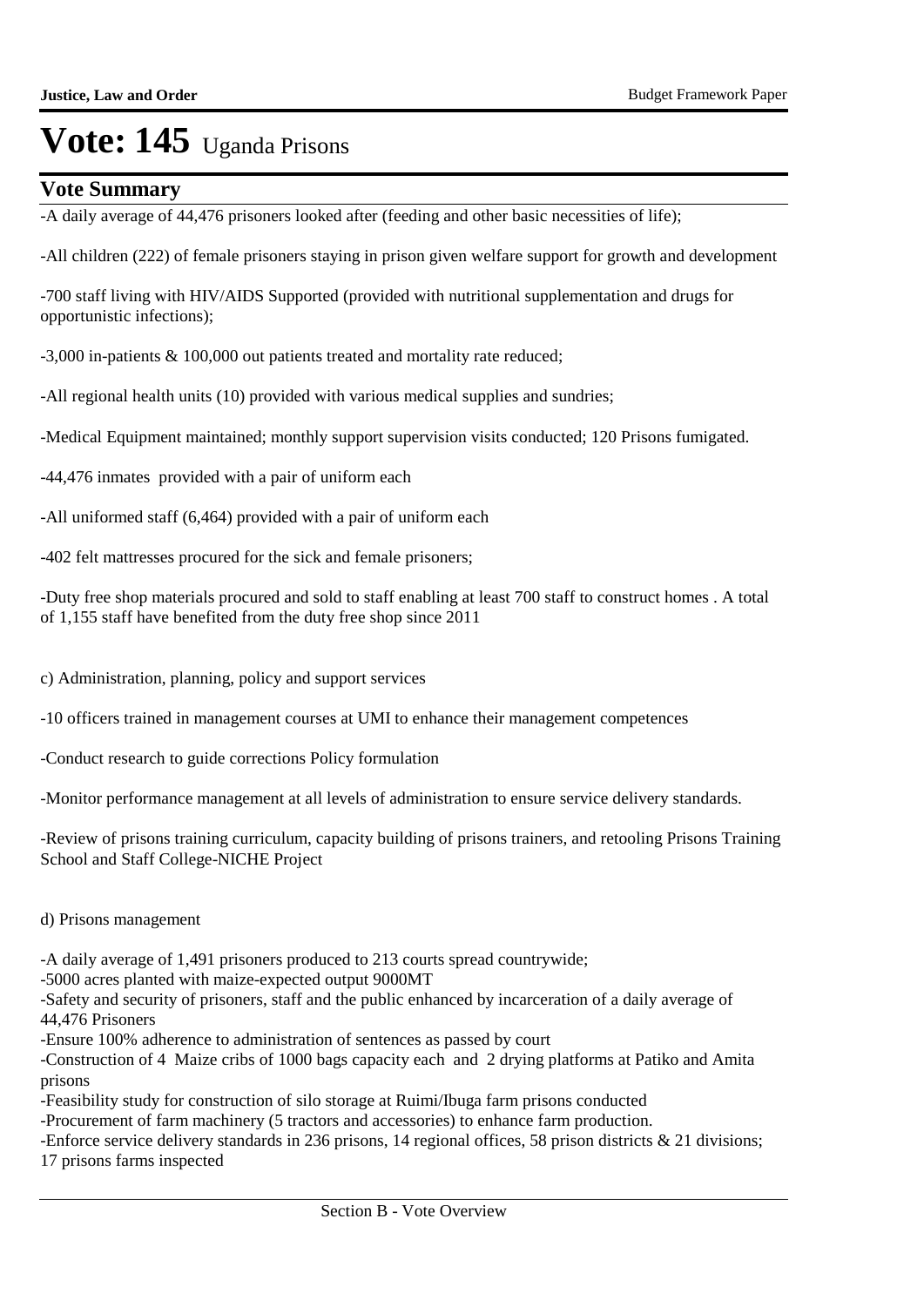# Vote: 145 Uganda Prisons

## Vote Summary

-A daily average of 44,476 prisoners looked after (feeding and other basic necessities of life);

-All children (222) of female prisoners staying in prison given welfare support for growth and development

-700 staff living with HIV/AIDS Supported (provided with nutritional supplementation and drugs for opportunistic infections);

-3,000 in-patients & 100,000 out patients treated and mortality rate reduced;

-All regional health units (10) provided with various medical supplies and sundries;

-Medical Equipment maintained; monthly support supervision visits conducted; 120 Prisons fumigated.

-44,476 inmates provided with a pair of uniform each

-All uniformed staff (6,464) provided with a pair of uniform each

-402 felt mattresses procured for the sick and female prisoners;

-Duty free shop materials procured and sold to staff enabling at least 700 staff to construct homes . A total of 1,155 staff have benefited from the duty free shop since 2011

c) Administration, planning, policy and support services

-10 officers trained in management courses at UMI to enhance their management competences

-Conduct research to guide corrections Policy formulation

-Monitor performance management at all levels of administration to ensure service delivery standards.

-Review of prisons training curriculum, capacity building of prisons trainers, and retooling Prisons Training School and Staff College-NICHE Project

d) Prisons management

-A daily average of 1,491 prisoners produced to 213 courts spread countrywide;
-5000 acres planted with maize-expected output 9000MT
-Safety and security of prisoners, staff and the public enhanced by incarceration of a daily average of 44,476 Prisoners
-Ensure 100% adherence to administration of sentences as passed by court
-Construction of 4 Maize cribs of 1000 bags capacity each and 2 drying platforms at Patiko and Amita prisons
-Feasibility study for construction of silo storage at Ruimi/Ibuga farm prisons conducted
-Procurement of farm machinery (5 tractors and accessories) to enhance farm production.
-Enforce service delivery standards in 236 prisons, 14 regional offices, 58 prison districts & 21 divisions; 17 prisons farms inspected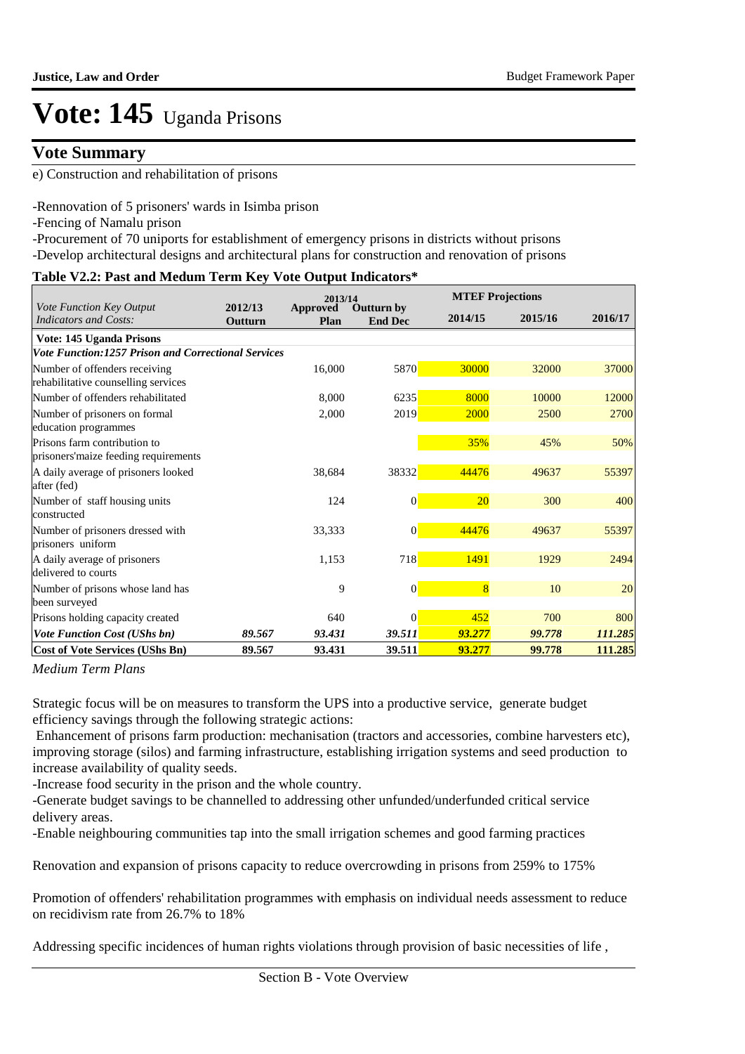# Vote: 145 Uganda Prisons

## Vote Summary

e) Construction and rehabilitation of prisons

-Rennovation of 5 prisoners' wards in Isimba prison
-Fencing of Namalu prison
-Procurement of 70 uniports for establishment of emergency prisons in districts without prisons
-Develop architectural designs and architectural plans for construction and renovation of prisons

**Table V2.2: Past and Medum Term Key Vote Output Indicators***

| *Vote Function Key Output Indicators and Costs:* | 2012/13 Outturn | 2013/14 Approved Plan | 2013/14 Outturn by End Dec | MTEF Projections 2014/15 | 2015/16 | 2016/17 |
|---|---|---|---|---|---|---|
| **Vote: 145 Uganda Prisons** | | | | | | |
| ***Vote Function:1257 Prison and Correctional Services*** | | | | | | |
| Number of offenders receiving rehabilitative counselling services | | 16,000 | 5870 | 30000 | 32000 | 37000 |
| Number of offenders rehabilitated | | 8,000 | 6235 | 8000 | 10000 | 12000 |
| Number of prisoners on formal education programmes | | 2,000 | 2019 | 2000 | 2500 | 2700 |
| Prisons farm contribution to prisoners'maize feeding requirements | | | | 35% | 45% | 50% |
| A daily average of prisoners looked after (fed) | | 38,684 | 38332 | 44476 | 49637 | 55397 |
| Number of staff housing units constructed | | 124 | 0 | 20 | 300 | 400 |
| Number of prisoners dressed with prisoners uniform | | 33,333 | 0 | 44476 | 49637 | 55397 |
| A daily average of prisoners delivered to courts | | 1,153 | 718 | 1491 | 1929 | 2494 |
| Number of prisons whose land has been surveyed | | 9 | 0 | 8 | 10 | 20 |
| Prisons holding capacity created | | 640 | 0 | 452 | 700 | 800 |
| ***Vote Function Cost (UShs bn)*** | ***89.567*** | ***93.431*** | ***39.511*** | ***93.277*** | ***99.778*** | ***111.285*** |
| **Cost of Vote Services (UShs Bn)** | **89.567** | **93.431** | **39.511** | **93.277** | **99.778** | **111.285** |

*Medium Term Plans*

Strategic focus will be on measures to transform the UPS into a productive service, generate budget efficiency savings through the following strategic actions:

Enhancement of prisons farm production: mechanisation (tractors and accessories, combine harvesters etc), improving storage (silos) and farming infrastructure, establishing irrigation systems and seed production to increase availability of quality seeds.

-Increase food security in the prison and the whole country.
-Generate budget savings to be channelled to addressing other unfunded/underfunded critical service delivery areas.
-Enable neighbouring communities tap into the small irrigation schemes and good farming practices

Renovation and expansion of prisons capacity to reduce overcrowding in prisons from 259% to 175%

Promotion of offenders' rehabilitation programmes with emphasis on individual needs assessment to reduce on recidivism rate from 26.7% to 18%

Addressing specific incidences of human rights violations through provision of basic necessities of life ,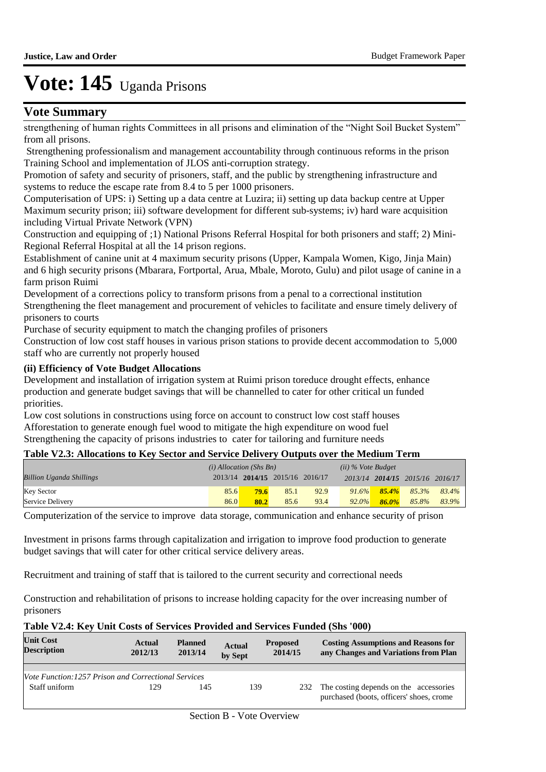# Vote: 145 Uganda Prisons

## Vote Summary

strengthening of human rights Committees in all prisons and elimination of the "Night Soil Bucket System" from all prisons.

Strengthening professionalism and management accountability through continuous reforms in the prison Training School and implementation of JLOS anti-corruption strategy.

Promotion of safety and security of prisoners, staff, and the public by strengthening infrastructure and systems to reduce the escape rate from 8.4 to 5 per 1000 prisoners.

Computerisation of UPS: i) Setting up a data centre at Luzira; ii) setting up data backup centre at Upper Maximum security prison; iii) software development for different sub-systems; iv) hard ware acquisition including Virtual Private Network (VPN)

Construction and equipping of ;1) National Prisons Referral Hospital for both prisoners and staff; 2) Mini-Regional Referral Hospital at all the 14 prison regions.

Establishment of canine unit at 4 maximum security prisons (Upper, Kampala Women, Kigo, Jinja Main) and 6 high security prisons (Mbarara, Fortportal, Arua, Mbale, Moroto, Gulu) and pilot usage of canine in a farm prison Ruimi

Development of a corrections policy to transform prisons from a penal to a correctional institution

Strengthening the fleet management and procurement of vehicles to facilitate and ensure timely delivery of prisoners to courts

Purchase of security equipment to match the changing profiles of prisoners

Construction of low cost staff houses in various prison stations to provide decent accommodation to 5,000 staff who are currently not properly housed

### (ii) Efficiency of Vote Budget Allocations

Development and installation of irrigation system at Ruimi prison toreduce drought effects, enhance production and generate budget savings that will be channelled to cater for other critical un funded priorities.

Low cost solutions in constructions using force on account to construct low cost staff houses

Afforestation to generate enough fuel wood to mitigate the high expenditure on wood fuel

Strengthening the capacity of prisons industries to cater for tailoring and furniture needs

**Table V2.3: Allocations to Key Sector and Service Delivery Outputs over the Medium Term**

| | *(i) Allocation (Shs Bn)* | | | | *(ii) % Vote Budget* | | | |
|---|---|---|---|---|---|---|---|---|
| *Billion Uganda Shillings* | 2013/14 | **2014/15** | 2015/16 | 2016/17 | *2013/14* | ***2014/15*** | *2015/16* | *2016/17* |
| Key Sector | 85.6 | **79.6** | 85.1 | 92.9 | *91.6%* | ***85.4%*** | *85.3%* | *83.4%* |
| Service Delivery | 86.0 | **80.2** | 85.6 | 93.4 | *92.0%* | ***86.0%*** | *85.8%* | *83.9%* |

Computerization of the service to improve data storage, communication and enhance security of prison

Investment in prisons farms through capitalization and irrigation to improve food production to generate budget savings that will cater for other critical service delivery areas.

Recruitment and training of staff that is tailored to the current security and correctional needs

Construction and rehabilitation of prisons to increase holding capacity for the over increasing number of prisoners

**Table V2.4: Key Unit Costs of Services Provided and Services Funded (Shs '000)**

| Unit Cost Description | Actual 2012/13 | Planned 2013/14 | Actual by Sept | Proposed 2014/15 | Costing Assumptions and Reasons for any Changes and Variations from Plan |
|---|---|---|---|---|---|
| *Vote Function:1257 Prison and Correctional Services* | | | | | |
| Staff uniform | 129 | 145 | 139 | 232 | The costing depends on the accessories purchased (boots, officers' shoes, crome |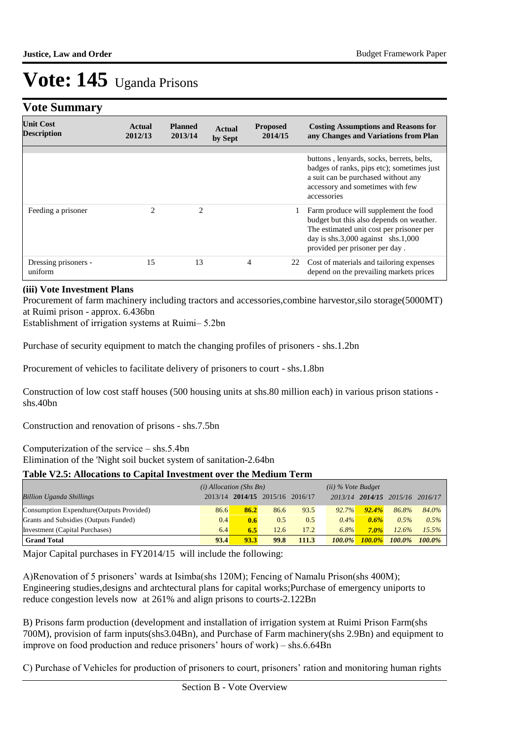# Vote: 145 Uganda Prisons

## Vote Summary

| Unit Cost Description | Actual 2012/13 | Planned 2013/14 | Actual by Sept | Proposed 2014/15 | Costing Assumptions and Reasons for any Changes and Variations from Plan |
|---|---|---|---|---|---|
| | | | | | buttons , lenyards, socks, berrets, belts, badges of ranks, pips etc); sometimes just a suit can be purchased without any accessory and sometimes with few accessories |
| Feeding a prisoner | 2 | 2 | | 1 | Farm produce will supplement the food budget but this also depends on weather. The estimated unit cost per prisoner per day is shs.3,000 against shs.1,000 provided per prisoner per day . |
| Dressing prisoners - uniform | 15 | 13 | 4 | 22 | Cost of materials and tailoring expenses depend on the prevailing markets prices |

**(iii) Vote Investment Plans**

Procurement of farm machinery including tractors and accessories,combine harvestor,silo storage(5000MT) at Ruimi prison - approx. 6.436bn

Establishment of irrigation systems at Ruimi– 5.2bn

Purchase of security equipment to match the changing profiles of prisoners - shs.1.2bn

Procurement of vehicles to facilitate delivery of prisoners to court - shs.1.8bn

Construction of low cost staff houses (500 housing units at shs.80 million each) in various prison stations - shs.40bn

Construction and renovation of prisons - shs.7.5bn

Computerization of the service – shs.5.4bn

Elimination of the 'Night soil bucket system of sanitation-2.64bn

**Table V2.5: Allocations to Capital Investment over the Medium Term**

| | *(i) Allocation (Shs Bn)* | | | | *(ii) % Vote Budget* | | | |
|---|---|---|---|---|---|---|---|---|
| *Billion Uganda Shillings* | 2013/14 | **2014/15** | 2015/16 | 2016/17 | 2013/14 | **2014/15** | 2015/16 | 2016/17 |
| Consumption Expendture(Outputs Provided) | 86.6 | **86.2** | 86.6 | 93.5 | *92.7%* | ***92.4%*** | *86.8%* | *84.0%* |
| Grants and Subsidies (Outputs Funded) | 0.4 | **0.6** | 0.5 | 0.5 | *0.4%* | ***0.6%*** | *0.5%* | *0.5%* |
| Investment (Capital Purchases) | 6.4 | **6.5** | 12.6 | 17.2 | *6.8%* | ***7.0%*** | *12.6%* | *15.5%* |
| **Grand Total** | **93.4** | **93.3** | **99.8** | **111.3** | ***100.0%*** | ***100.0%*** | ***100.0%*** | ***100.0%*** |

Major Capital purchases in FY2014/15 will include the following:

A)Renovation of 5 prisoners' wards at Isimba(shs 120M); Fencing of Namalu Prison(shs 400M); Engineering studies,designs and archtectural plans for capital works;Purchase of emergency uniports to reduce congestion levels now at 261% and align prisons to courts-2.122Bn

B) Prisons farm production (development and installation of irrigation system at Ruimi Prison Farm(shs 700M), provision of farm inputs(shs3.04Bn), and Purchase of Farm machinery(shs 2.9Bn) and equipment to improve on food production and reduce prisoners' hours of work) – shs.6.64Bn

C) Purchase of Vehicles for production of prisoners to court, prisoners' ration and monitoring human rights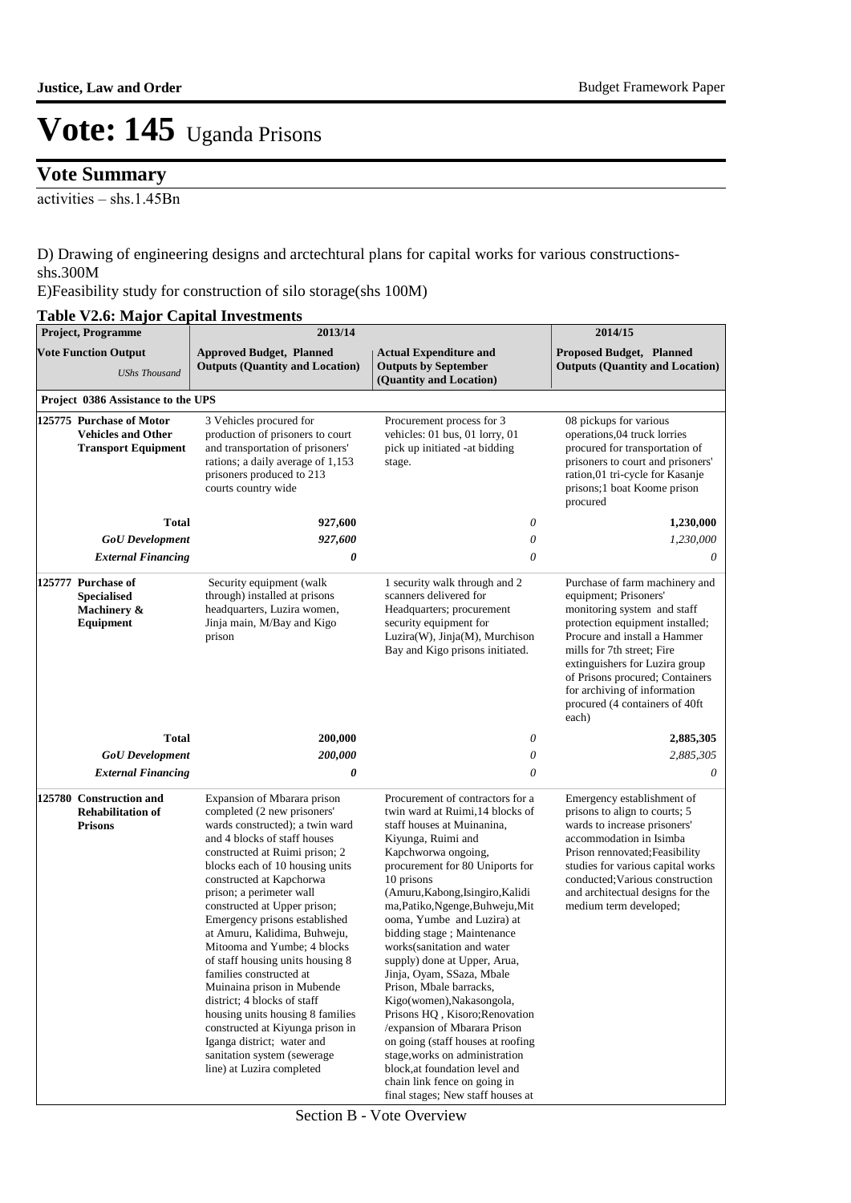# Vote: 145 Uganda Prisons

## Vote Summary

activities – shs.1.45Bn

D) Drawing of engineering designs and arctechtural plans for capital works for various constructions- shs.300M

E)Feasibility study for construction of silo storage(shs 100M)

**Table V2.6: Major Capital Investments**

| Project, Programme | 2013/14 | | 2014/15 |
|---|---|---|---|
| **Vote Function Output** *UShs Thousand* | **Approved Budget, Planned Outputs (Quantity and Location)** | **Actual Expenditure and Outputs by September (Quantity and Location)** | **Proposed Budget, Planned Outputs (Quantity and Location)** |
| **Project 0386 Assistance to the UPS** | | | |
| **125775 Purchase of Motor Vehicles and Other Transport Equipment** | 3 Vehicles procured for production of prisoners to court and transportation of prisoners' rations; a daily average of 1,153 prisoners produced to 213 courts country wide | Procurement process for 3 vehicles: 01 bus, 01 lorry, 01 pick up initiated -at bidding stage. | 08 pickups for various operations,04 truck lorries procured for transportation of prisoners to court and prisoners' ration,01 tri-cycle for Kasanje prisons;1 boat Koome prison procured |
| **Total** | **927,600** | *0* | **1,230,000** |
| ***GoU Development*** | ***927,600*** | *0* | *1,230,000* |
| ***External Financing*** | ***0*** | *0* | *0* |
| **125777 Purchase of Specialised Machinery & Equipment** | Security equipment (walk through) installed at prisons headquarters, Luzira women, Jinja main, M/Bay and Kigo prison | 1 security walk through and 2 scanners delivered for Headquarters; procurement security equipment for Luzira(W), Jinja(M), Murchison Bay and Kigo prisons initiated. | Purchase of farm machinery and equipment; Prisoners' monitoring system and staff protection equipment installed; Procure and install a Hammer mills for 7th street; Fire extinguishers for Luzira group of Prisons procured; Containers for archiving of information procured (4 containers of 40ft each) |
| **Total** | **200,000** | *0* | **2,885,305** |
| ***GoU Development*** | ***200,000*** | *0* | *2,885,305* |
| ***External Financing*** | ***0*** | *0* | *0* |
| **125780 Construction and Rehabilitation of Prisons** | Expansion of Mbarara prison completed (2 new prisoners' wards constructed); a twin ward and 4 blocks of staff houses constructed at Ruimi prison; 2 blocks each of 10 housing units constructed at Kapchorwa prison; a perimeter wall constructed at Upper prison; Emergency prisons established at Amuru, Kalidima, Buhweju, Mitooma and Yumbe; 4 blocks of staff housing units housing 8 families constructed at Muinaina prison in Mubende district; 4 blocks of staff housing units housing 8 families constructed at Kiyunga prison in Iganga district; water and sanitation system (sewerage line) at Luzira completed | Procurement of contractors for a twin ward at Ruimi,14 blocks of staff houses at Muinanina, Kiyunga, Ruimi and Kapchworwa ongoing, procurement for 80 Uniports for 10 prisons (Amuru,Kabong,Isingiro,Kalidima,Patiko,Ngenge,Buhweju,Mitooma, Yumbe and Luzira) at bidding stage ; Maintenance works(sanitation and water supply) done at Upper, Arua, Jinja, Oyam, SSaza, Mbale Prison, Mbale barracks, Kigo(women),Nakasongola, Prisons HQ , Kisoro;Renovation /expansion of Mbarara Prison on going (staff houses at roofing stage,works on administration block,at foundation level and chain link fence on going in final stages; New staff houses at | Emergency establishment of prisons to align to courts; 5 wards to increase prisoners' accommodation in Isimba Prison rennovated;Feasibility studies for various capital works conducted;Various construction and architectual designs for the medium term developed; |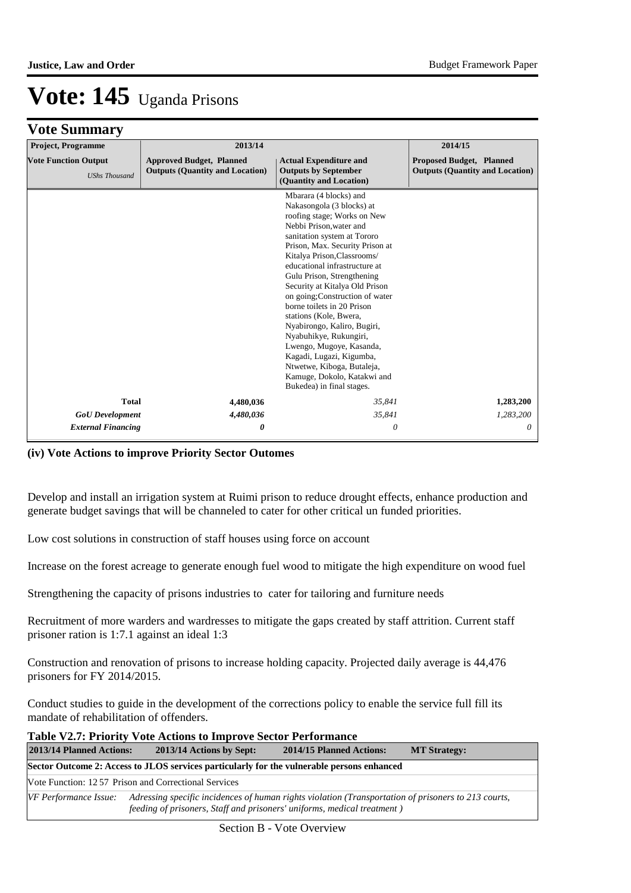# Vote: 145 Uganda Prisons

## Vote Summary

| Project, Programme | 2013/14 | | 2014/15 |
|---|---|---|---|
| **Vote Function Output** *UShs Thousand* | **Approved Budget, Planned Outputs (Quantity and Location)** | **Actual Expenditure and Outputs by September (Quantity and Location)** | **Proposed Budget, Planned Outputs (Quantity and Location)** |
| | | Mbarara (4 blocks) and Nakasongola (3 blocks) at roofing stage; Works on New Nebbi Prison,water and sanitation system at Tororo Prison, Max. Security Prison at Kitalya Prison,Classrooms/ educational infrastructure at Gulu Prison, Strengthening Security at Kitalya Old Prison on going;Construction of water borne toilets in 20 Prison stations (Kole, Bwera, Nyabirongo, Kaliro, Bugiri, Nyabuhikye, Rukungiri, Lwengo, Mugoye, Kasanda, Kagadi, Lugazi, Kigumba, Ntwetwe, Kiboga, Butaleja, Kamuge, Dokolo, Katakwi and Bukedea) in final stages. | |
| **Total** | **4,480,036** | *35,841* | **1,283,200** |
| ***GoU Development*** | ***4,480,036*** | *35,841* | *1,283,200* |
| ***External Financing*** | ***0*** | *0* | *0* |

**(iv) Vote Actions to improve Priority Sector Outomes**

Develop and install an irrigation system at Ruimi prison to reduce drought effects, enhance production and generate budget savings that will be channeled to cater for other critical un funded priorities.

Low cost solutions in construction of staff houses using force on account

Increase on the forest acreage to generate enough fuel wood to mitigate the high expenditure on wood fuel

Strengthening the capacity of prisons industries to cater for tailoring and furniture needs

Recruitment of more warders and wardresses to mitigate the gaps created by staff attrition. Current staff prisoner ration is 1:7.1 against an ideal 1:3

Construction and renovation of prisons to increase holding capacity. Projected daily average is 44,476 prisoners for FY 2014/2015.

Conduct studies to guide in the development of the corrections policy to enable the service full fill its mandate of rehabilitation of offenders.

**Table V2.7: Priority Vote Actions to Improve Sector Performance**

| 2013/14 Planned Actions: | 2013/14 Actions by Sept: | 2014/15 Planned Actions: | MT Strategy: |
|---|---|---|---|
| **Sector Outcome 2: Access to JLOS services particularly for the vulnerable persons enhanced** | | | |
| Vote Function: 12 57 Prison and Correctional Services | | | |
| *VF Performance Issue:* | *Adressing specific incidences of human rights violation (Transportation of prisoners to 213 courts, feeding of prisoners, Staff and prisoners' uniforms, medical treatment )* | | |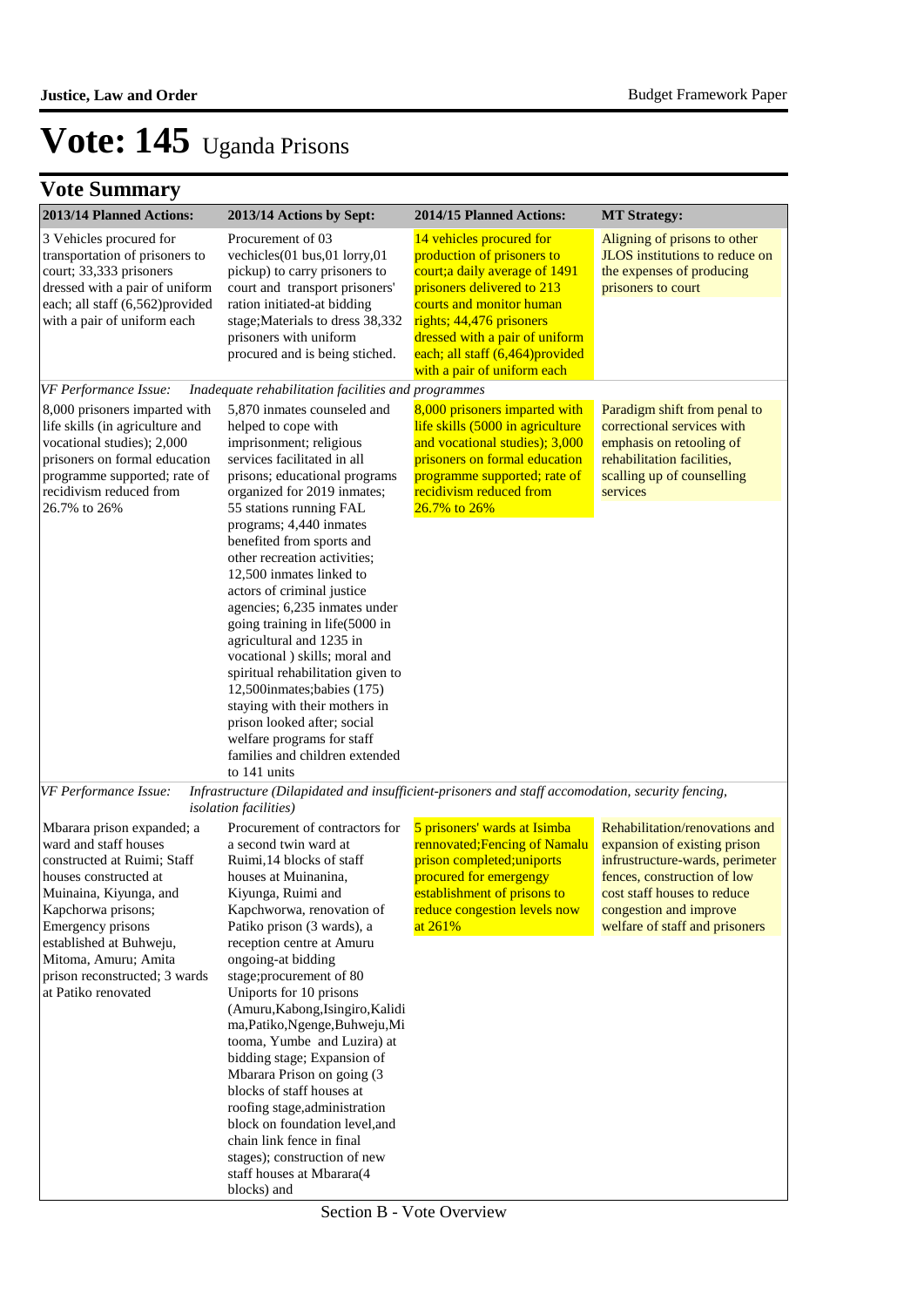# Vote: 145 Uganda Prisons

## Vote Summary

| 2013/14 Planned Actions: | 2013/14 Actions by Sept: | 2014/15 Planned Actions: | MT Strategy: |
|---|---|---|---|
| 3 Vehicles procured for transportation of prisoners to court; 33,333 prisoners dressed with a pair of uniform each; all staff (6,562)provided with a pair of uniform each | Procurement of 03 vechicles(01 bus,01 lorry,01 pickup) to carry prisoners to court and transport prisoners' ration initiated-at bidding stage;Materials to dress 38,332 prisoners with uniform procured and is being stiched. | 14 vehicles procured for production of prisoners to court;a daily average of 1491 prisoners delivered to 213 courts and monitor human rights; 44,476 prisoners dressed with a pair of uniform each; all staff (6,464)provided with a pair of uniform each | Aligning of prisons to other JLOS institutions to reduce on the expenses of producing prisoners to court |
| *VF Performance Issue:* | *Inadequate rehabilitation facilities and programmes* | | |
| 8,000 prisoners imparted with life skills (in agriculture and vocational studies); 2,000 prisoners on formal education programme supported; rate of recidivism reduced from 26.7% to 26% | 5,870 inmates counseled and helped to cope with imprisonment; religious services facilitated in all prisons; educational programs organized for 2019 inmates; 55 stations running FAL programs; 4,440 inmates benefited from sports and other recreation activities; 12,500 inmates linked to actors of criminal justice agencies; 6,235 inmates under going training in life(5000 in agricultural and 1235 in vocational ) skills; moral and spiritual rehabilitation given to 12,500inmates;babies (175) staying with their mothers in prison looked after; social welfare programs for staff families and children extended to 141 units | 8,000 prisoners imparted with life skills (5000 in agriculture and vocational studies); 3,000 prisoners on formal education programme supported; rate of recidivism reduced from 26.7% to 26% | Paradigm shift from penal to correctional services with emphasis on retooling of rehabilitation facilities, scalling up of counselling services |
| *VF Performance Issue:* | *Infrastructure (Dilapidated and insufficient-prisoners and staff accomodation, security fencing, isolation facilities)* | | |
| Mbarara prison expanded; a ward and staff houses constructed at Ruimi; Staff houses constructed at Muinaina, Kiyunga, and Kapchorwa prisons; Emergency prisons established at Buhweju, Mitoma, Amuru; Amita prison reconstructed; 3 wards at Patiko renovated | Procurement of contractors for a second twin ward at Ruimi,14 blocks of staff houses at Muinanina, Kiyunga, Ruimi and Kapchworwa, renovation of Patiko prison (3 wards), a reception centre at Amuru ongoing-at bidding stage;procurement of 80 Uniports for 10 prisons (Amuru,Kabong,Isingiro,Kalidima,Patiko,Ngenge,Buhweju,Mitooma, Yumbe and Luzira) at bidding stage; Expansion of Mbarara Prison on going (3 blocks of staff houses at roofing stage,administration block on foundation level,and chain link fence in final stages); construction of new staff houses at Mbarara(4 blocks) and | 5 prisoners' wards at Isimba rennovated;Fencing of Namalu prison completed;uniports procured for emergengy establishment of prisons to reduce congestion levels now at 261% | Rehabilitation/renovations and expansion of existing prison infrastructure-wards, perimeter fences, construction of low cost staff houses to reduce congestion and improve welfare of staff and prisoners |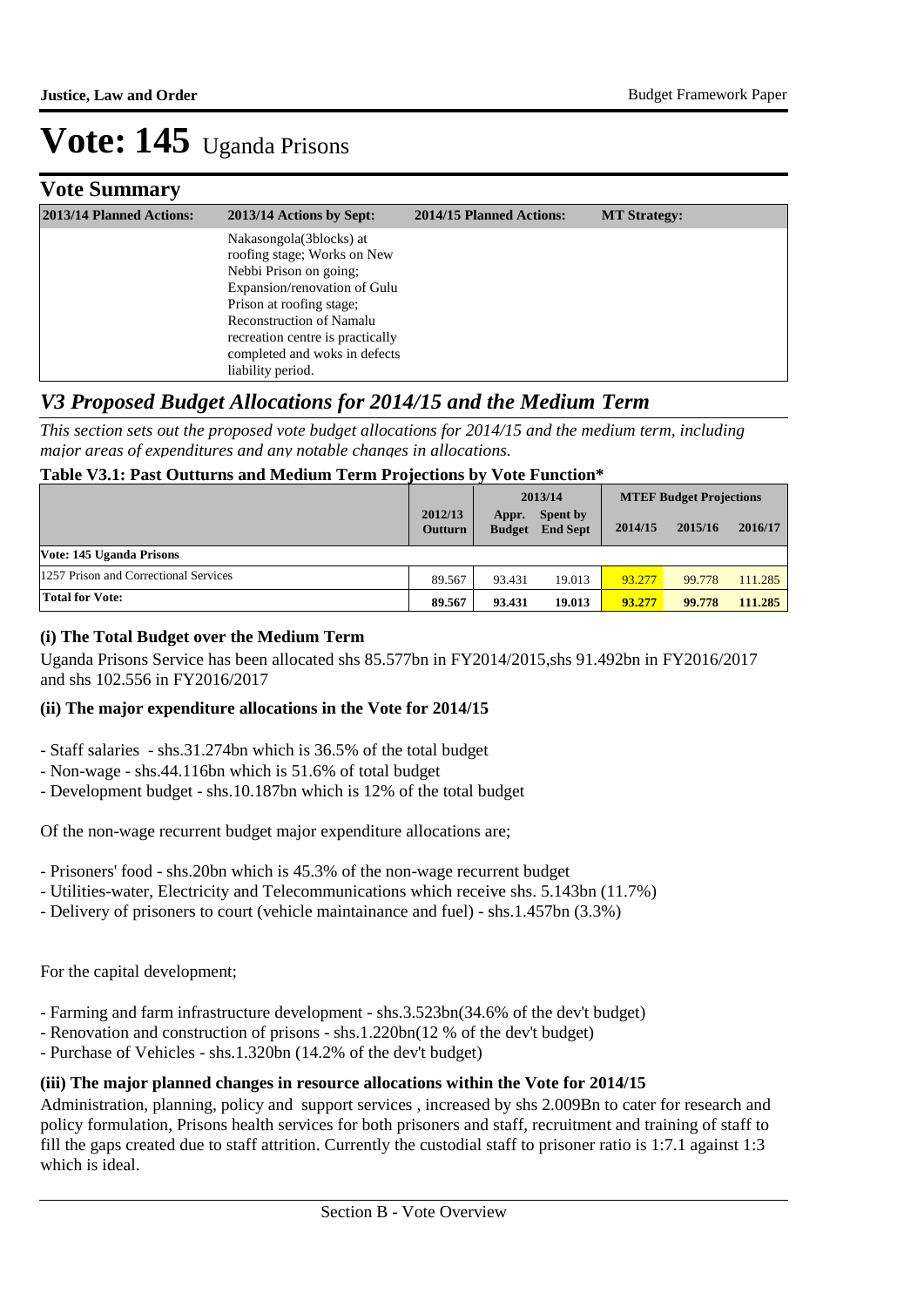# Vote: 145 Uganda Prisons

## Vote Summary

| 2013/14 Planned Actions: | 2013/14 Actions by Sept: | 2014/15 Planned Actions: | MT Strategy: |
|---|---|---|---|
| | Nakasongola(3blocks) at roofing stage; Works on New Nebbi Prison on going; Expansion/renovation of Gulu Prison at roofing stage; Reconstruction of Namalu recreation centre is practically completed and woks in defects liability period. | | |

## *V3 Proposed Budget Allocations for 2014/15 and the Medium Term*

*This section sets out the proposed vote budget allocations for 2014/15 and the medium term, including major areas of expenditures and any notable changes in allocations.*

**Table V3.1: Past Outturns and Medium Term Projections by Vote Function***

| | 2012/13 Outturn | 2013/14 Appr. Budget | 2013/14 Spent by End Sept | MTEF Budget Projections 2014/15 | 2015/16 | 2016/17 |
|---|---|---|---|---|---|---|
| **Vote: 145 Uganda Prisons** | | | | | | |
| 1257 Prison and Correctional Services | 89.567 | 93.431 | 19.013 | 93.277 | 99.778 | 111.285 |
| **Total for Vote:** | **89.567** | **93.431** | **19.013** | **93.277** | **99.778** | **111.285** |

### (i) The Total Budget over the Medium Term

Uganda Prisons Service has been allocated shs 85.577bn in FY2014/2015,shs 91.492bn in FY2016/2017 and shs 102.556 in FY2016/2017

### (ii) The major expenditure allocations in the Vote for 2014/15

- Staff salaries - shs.31.274bn which is 36.5% of the total budget
- Non-wage - shs.44.116bn which is 51.6% of total budget
- Development budget - shs.10.187bn which is 12% of the total budget

Of the non-wage recurrent budget major expenditure allocations are;

- Prisoners' food - shs.20bn which is 45.3% of the non-wage recurrent budget
- Utilities-water, Electricity and Telecommunications which receive shs. 5.143bn (11.7%)
- Delivery of prisoners to court (vehicle maintainance and fuel) - shs.1.457bn (3.3%)

For the capital development;

- Farming and farm infrastructure development - shs.3.523bn(34.6% of the dev't budget)
- Renovation and construction of prisons - shs.1.220bn(12 % of the dev't budget)
- Purchase of Vehicles - shs.1.320bn (14.2% of the dev't budget)

### (iii) The major planned changes in resource allocations within the Vote for 2014/15

Administration, planning, policy and support services , increased by shs 2.009Bn to cater for research and policy formulation, Prisons health services for both prisoners and staff, recruitment and training of staff to fill the gaps created due to staff attrition. Currently the custodial staff to prisoner ratio is 1:7.1 against 1:3 which is ideal.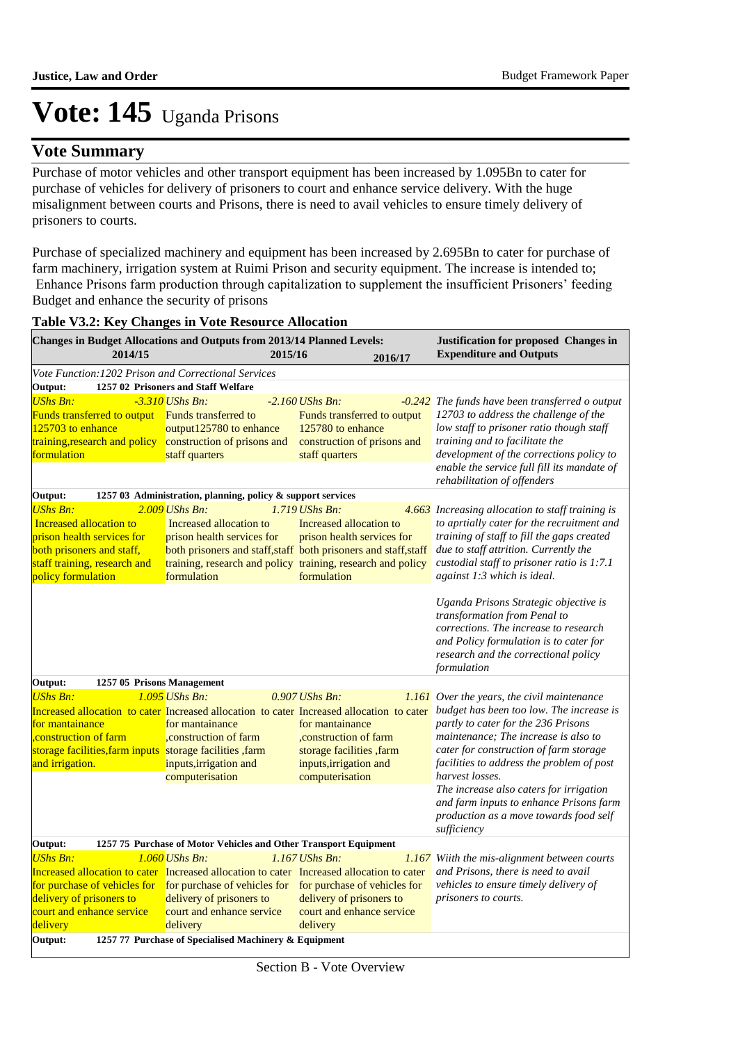# Vote: 145 Uganda Prisons

## Vote Summary

Purchase of motor vehicles and other transport equipment has been increased by 1.095Bn to cater for purchase of vehicles for delivery of prisoners to court and enhance service delivery. With the huge misalignment between courts and Prisons, there is need to avail vehicles to ensure timely delivery of prisoners to courts.

Purchase of specialized machinery and equipment has been increased by 2.695Bn to cater for purchase of farm machinery, irrigation system at Ruimi Prison and security equipment. The increase is intended to; Enhance Prisons farm production through capitalization to supplement the insufficient Prisoners' feeding Budget and enhance the security of prisons

**Table V3.2: Key Changes in Vote Resource Allocation**

| Changes in Budget Allocations and Outputs from 2013/14 Planned Levels: 2014/15 | 2015/16 | 2016/17 | Justification for proposed Changes in Expenditure and Outputs |
|---|---|---|---|
| *Vote Function:1202 Prison and Correctional Services* | | | |
| **Output: 1257 02 Prisoners and Staff Welfare** | | | |
| *UShs Bn: -3.310* Funds transferred to output 125703 to enhance training,research and policy formulation | *UShs Bn: -2.160* Funds transferred to output125780 to enhance construction of prisons and staff quarters | *UShs Bn: -0.242* Funds transferred to output 125780 to enhance construction of prisons and staff quarters | *The funds have been transferred o output 12703 to address the challenge of the low staff to prisoner ratio though staff training and to facilitate the development of the corrections policy to enable the service full fill its mandate of rehabilitation of offenders* |
| **Output: 1257 03 Administration, planning, policy & support services** | | | |
| *UShs Bn: 2.009* Increased allocation to prison health services for both prisoners and staff, staff training, research and policy formulation | *UShs Bn: 1.719* Increased allocation to prison health services for both prisoners and staff,staff training, research and policy formulation | *UShs Bn: 4.663* Increased allocation to prison health services for both prisoners and staff,staff training, research and policy formulation | *Increasing allocation to staff training is to aprtially cater for the recruitment and training of staff to fill the gaps created due to staff attrition. Currently the custodial staff to prisoner ratio is 1:7.1 against 1:3 which is ideal.*<br><br>*Uganda Prisons Strategic objective is transformation from Penal to corrections. The increase to research and Policy formulation is to cater for research and the correctional policy formulation* |
| **Output: 1257 05 Prisons Management** | | | |
| *UShs Bn: 1.095* Increased allocation to cater for maintainance ,construction of farm storage facilities,farm inputs and irrigation. | *UShs Bn: 0.907* Increased allocation to cater for maintainance ,construction of farm storage facilities ,farm inputs,irrigation and computerisation | *UShs Bn: 1.161* Increased allocation to cater for maintainance ,construction of farm storage facilities ,farm inputs,irrigation and computerisation | *Over the years, the civil maintenance budget has been too low. The increase is partly to cater for the 236 Prisons maintenance; The increase is also to cater for construction of farm storage facilities to address the problem of post harvest losses.*<br>*The increase also caters for irrigation and farm inputs to enhance Prisons farm production as a move towards food self sufficiency* |
| **Output: 1257 75 Purchase of Motor Vehicles and Other Transport Equipment** | | | |
| *UShs Bn: 1.060* Increased allocation to cater for purchase of vehicles for delivery of prisoners to court and enhance service delivery | *UShs Bn: 1.167* Increased allocation to cater for purchase of vehicles for delivery of prisoners to court and enhance service delivery | *UShs Bn: 1.167* Increased allocation to cater for purchase of vehicles for delivery of prisoners to court and enhance service delivery | *Wiith the mis-alignment between courts and Prisons, there is need to avail vehicles to ensure timely delivery of prisoners to courts.* |
| **Output: 1257 77 Purchase of Specialised Machinery & Equipment** | | | |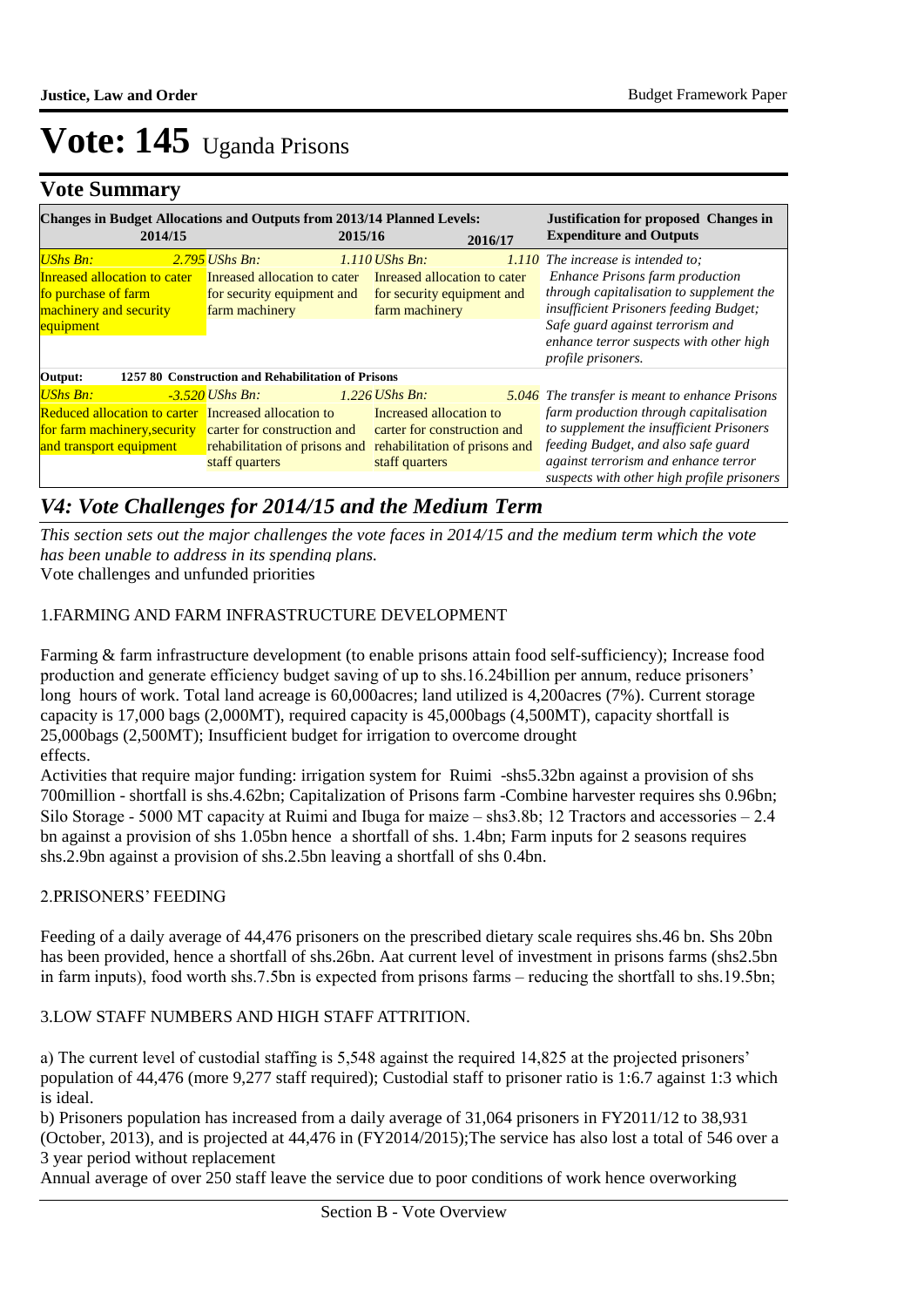# Vote: 145 Uganda Prisons

## Vote Summary

| Changes in Budget Allocations and Outputs from 2013/14 Planned Levels: 2014/15 | 2015/16 | 2016/17 | Justification for proposed Changes in Expenditure and Outputs |
|---|---|---|---|
| *UShs Bn:* *2.795* Inreased allocation to cater fo purchase of farm machinery and security equipment | *UShs Bn:* *1.110* Inreased allocation to cater for security equipment and farm machinery | *UShs Bn:* *1.110* Inreased allocation to cater for security equipment and farm machinery | *The increase is intended to; Enhance Prisons farm production through capitalisation to supplement the insufficient Prisoners feeding Budget; Safe guard against terrorism and enhance terror suspects with other high profile prisoners.* |
| **Output: 1257 80 Construction and Rehabilitation of Prisons** | | | |
| *UShs Bn:* *-3.520* Reduced allocation to carter for farm machinery,security and transport equipment | *UShs Bn:* *1.226* Increased allocation to carter for construction and rehabilitation of prisons and staff quarters | *UShs Bn:* *5.046* Increased allocation to carter for construction and rehabilitation of prisons and staff quarters | *The transfer is meant to enhance Prisons farm production through capitalisation to supplement the insufficient Prisoners feeding Budget, and also safe guard against terrorism and enhance terror suspects with other high profile prisoners* |

## *V4: Vote Challenges for 2014/15 and the Medium Term*

*This section sets out the major challenges the vote faces in 2014/15 and the medium term which the vote has been unable to address in its spending plans.*

Vote challenges and unfunded priorities

1.FARMING AND FARM INFRASTRUCTURE DEVELOPMENT

Farming & farm infrastructure development (to enable prisons attain food self-sufficiency); Increase food production and generate efficiency budget saving of up to shs.16.24billion per annum, reduce prisoners' long hours of work. Total land acreage is 60,000acres; land utilized is 4,200acres (7%). Current storage capacity is 17,000 bags (2,000MT), required capacity is 45,000bags (4,500MT), capacity shortfall is 25,000bags (2,500MT); Insufficient budget for irrigation to overcome drought effects.

Activities that require major funding: irrigation system for Ruimi -shs5.32bn against a provision of shs 700million - shortfall is shs.4.62bn; Capitalization of Prisons farm -Combine harvester requires shs 0.96bn; Silo Storage - 5000 MT capacity at Ruimi and Ibuga for maize – shs3.8b; 12 Tractors and accessories – 2.4 bn against a provision of shs 1.05bn hence a shortfall of shs. 1.4bn; Farm inputs for 2 seasons requires shs.2.9bn against a provision of shs.2.5bn leaving a shortfall of shs 0.4bn.

2.PRISONERS' FEEDING

Feeding of a daily average of 44,476 prisoners on the prescribed dietary scale requires shs.46 bn. Shs 20bn has been provided, hence a shortfall of shs.26bn. Aat current level of investment in prisons farms (shs2.5bn in farm inputs), food worth shs.7.5bn is expected from prisons farms – reducing the shortfall to shs.19.5bn;

3.LOW STAFF NUMBERS AND HIGH STAFF ATTRITION.

a) The current level of custodial staffing is 5,548 against the required 14,825 at the projected prisoners' population of 44,476 (more 9,277 staff required); Custodial staff to prisoner ratio is 1:6.7 against 1:3 which is ideal.

b) Prisoners population has increased from a daily average of 31,064 prisoners in FY2011/12 to 38,931 (October, 2013), and is projected at 44,476 in (FY2014/2015);The service has also lost a total of 546 over a 3 year period without replacement

Annual average of over 250 staff leave the service due to poor conditions of work hence overworking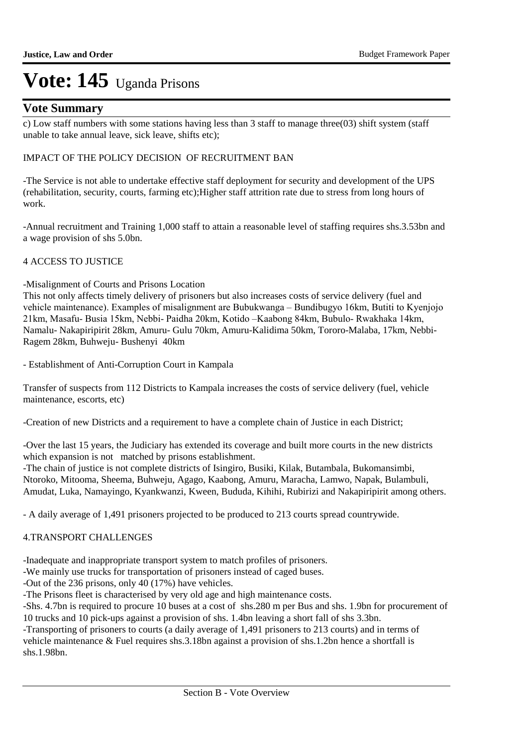# Vote: 145 Uganda Prisons

## Vote Summary

c) Low staff numbers with some stations having less than 3 staff to manage three(03) shift system (staff unable to take annual leave, sick leave, shifts etc);

IMPACT OF THE POLICY DECISION OF RECRUITMENT BAN

-The Service is not able to undertake effective staff deployment for security and development of the UPS (rehabilitation, security, courts, farming etc);Higher staff attrition rate due to stress from long hours of work.

-Annual recruitment and Training 1,000 staff to attain a reasonable level of staffing requires shs.3.53bn and a wage provision of shs 5.0bn.

4 ACCESS TO JUSTICE

-Misalignment of Courts and Prisons Location
This not only affects timely delivery of prisoners but also increases costs of service delivery (fuel and vehicle maintenance). Examples of misalignment are Bubukwanga – Bundibugyo 16km, Butiti to Kyenjojo 21km, Masafu- Busia 15km, Nebbi- Paidha 20km, Kotido –Kaabong 84km, Bubulo- Rwakhaka 14km, Namalu- Nakapiripirit 28km, Amuru- Gulu 70km, Amuru-Kalidima 50km, Tororo-Malaba, 17km, Nebbi-Ragem 28km, Buhweju- Bushenyi 40km

- Establishment of Anti-Corruption Court in Kampala

Transfer of suspects from 112 Districts to Kampala increases the costs of service delivery (fuel, vehicle maintenance, escorts, etc)

-Creation of new Districts and a requirement to have a complete chain of Justice in each District;

-Over the last 15 years, the Judiciary has extended its coverage and built more courts in the new districts which expansion is not matched by prisons establishment.
-The chain of justice is not complete districts of Isingiro, Busiki, Kilak, Butambala, Bukomansimbi, Ntoroko, Mitooma, Sheema, Buhweju, Agago, Kaabong, Amuru, Maracha, Lamwo, Napak, Bulambuli, Amudat, Luka, Namayingo, Kyankwanzi, Kween, Bududa, Kihihi, Rubirizi and Nakapiripirit among others.

- A daily average of 1,491 prisoners projected to be produced to 213 courts spread countrywide.

4.TRANSPORT CHALLENGES

-Inadequate and inappropriate transport system to match profiles of prisoners.
-We mainly use trucks for transportation of prisoners instead of caged buses.
-Out of the 236 prisons, only 40 (17%) have vehicles.
-The Prisons fleet is characterised by very old age and high maintenance costs.
-Shs. 4.7bn is required to procure 10 buses at a cost of shs.280 m per Bus and shs. 1.9bn for procurement of 10 trucks and 10 pick-ups against a provision of shs. 1.4bn leaving a short fall of shs 3.3bn.
-Transporting of prisoners to courts (a daily average of 1,491 prisoners to 213 courts) and in terms of vehicle maintenance & Fuel requires shs.3.18bn against a provision of shs.1.2bn hence a shortfall is shs.1.98bn.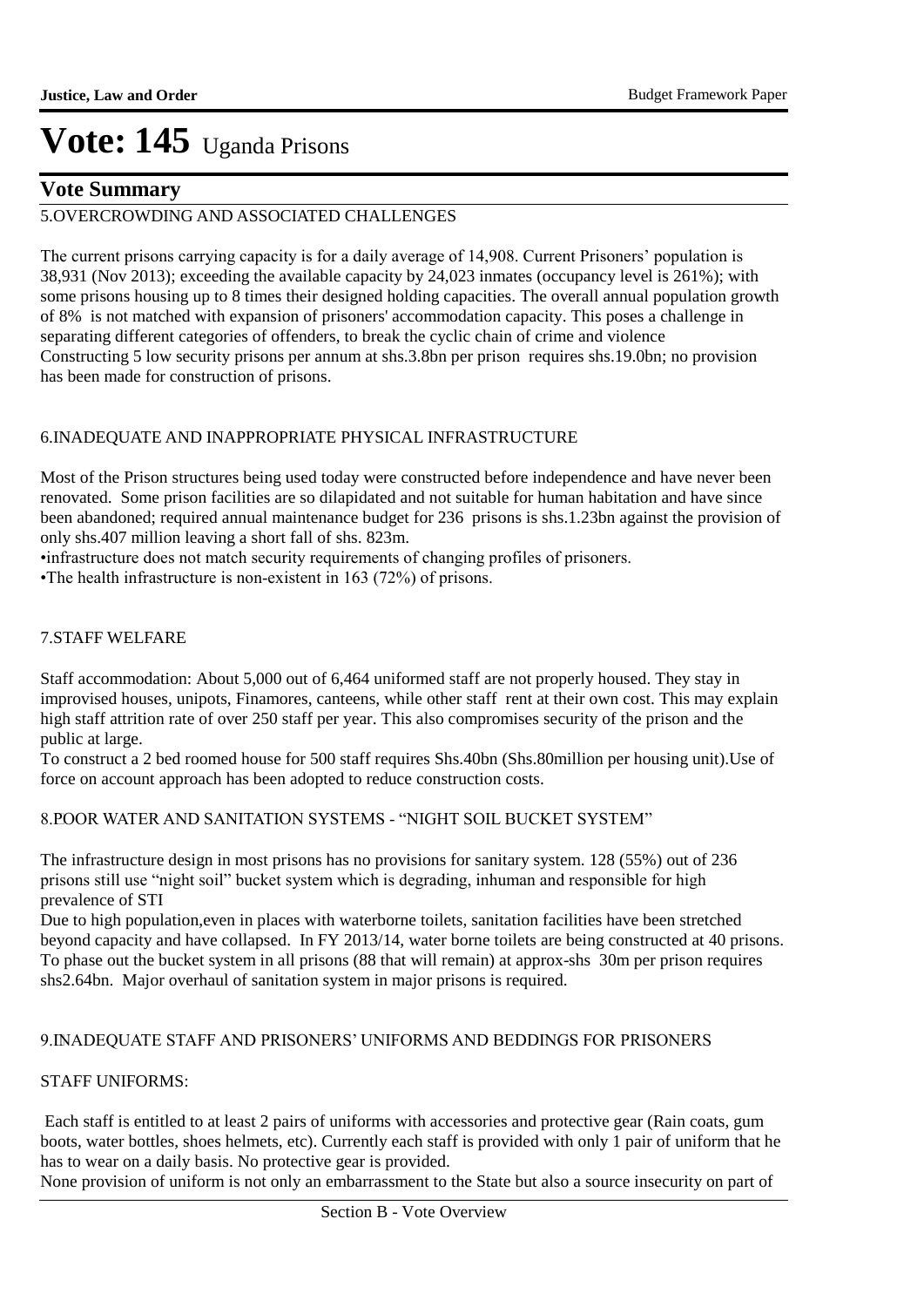# Vote: 145 Uganda Prisons

## Vote Summary

5.OVERCROWDING AND ASSOCIATED CHALLENGES

The current prisons carrying capacity is for a daily average of 14,908. Current Prisoners' population is 38,931 (Nov 2013); exceeding the available capacity by 24,023 inmates (occupancy level is 261%); with some prisons housing up to 8 times their designed holding capacities. The overall annual population growth of 8% is not matched with expansion of prisoners' accommodation capacity. This poses a challenge in separating different categories of offenders, to break the cyclic chain of crime and violence
Constructing 5 low security prisons per annum at shs.3.8bn per prison requires shs.19.0bn; no provision has been made for construction of prisons.

6.INADEQUATE AND INAPPROPRIATE PHYSICAL INFRASTRUCTURE

Most of the Prison structures being used today were constructed before independence and have never been renovated. Some prison facilities are so dilapidated and not suitable for human habitation and have since been abandoned; required annual maintenance budget for 236 prisons is shs.1.23bn against the provision of only shs.407 million leaving a short fall of shs. 823m.
•infrastructure does not match security requirements of changing profiles of prisoners.
•The health infrastructure is non-existent in 163 (72%) of prisons.

7.STAFF WELFARE

Staff accommodation: About 5,000 out of 6,464 uniformed staff are not properly housed. They stay in improvised houses, unipots, Finamores, canteens, while other staff rent at their own cost. This may explain high staff attrition rate of over 250 staff per year. This also compromises security of the prison and the public at large.
To construct a 2 bed roomed house for 500 staff requires Shs.40bn (Shs.80million per housing unit).Use of force on account approach has been adopted to reduce construction costs.

8.POOR WATER AND SANITATION SYSTEMS - "NIGHT SOIL BUCKET SYSTEM"

The infrastructure design in most prisons has no provisions for sanitary system. 128 (55%) out of 236 prisons still use "night soil" bucket system which is degrading, inhuman and responsible for high prevalence of STI
Due to high population,even in places with waterborne toilets, sanitation facilities have been stretched beyond capacity and have collapsed. In FY 2013/14, water borne toilets are being constructed at 40 prisons. To phase out the bucket system in all prisons (88 that will remain) at approx-shs 30m per prison requires shs2.64bn. Major overhaul of sanitation system in major prisons is required.

9.INADEQUATE STAFF AND PRISONERS' UNIFORMS AND BEDDINGS FOR PRISONERS

STAFF UNIFORMS:

Each staff is entitled to at least 2 pairs of uniforms with accessories and protective gear (Rain coats, gum boots, water bottles, shoes helmets, etc). Currently each staff is provided with only 1 pair of uniform that he has to wear on a daily basis. No protective gear is provided.
None provision of uniform is not only an embarrassment to the State but also a source insecurity on part of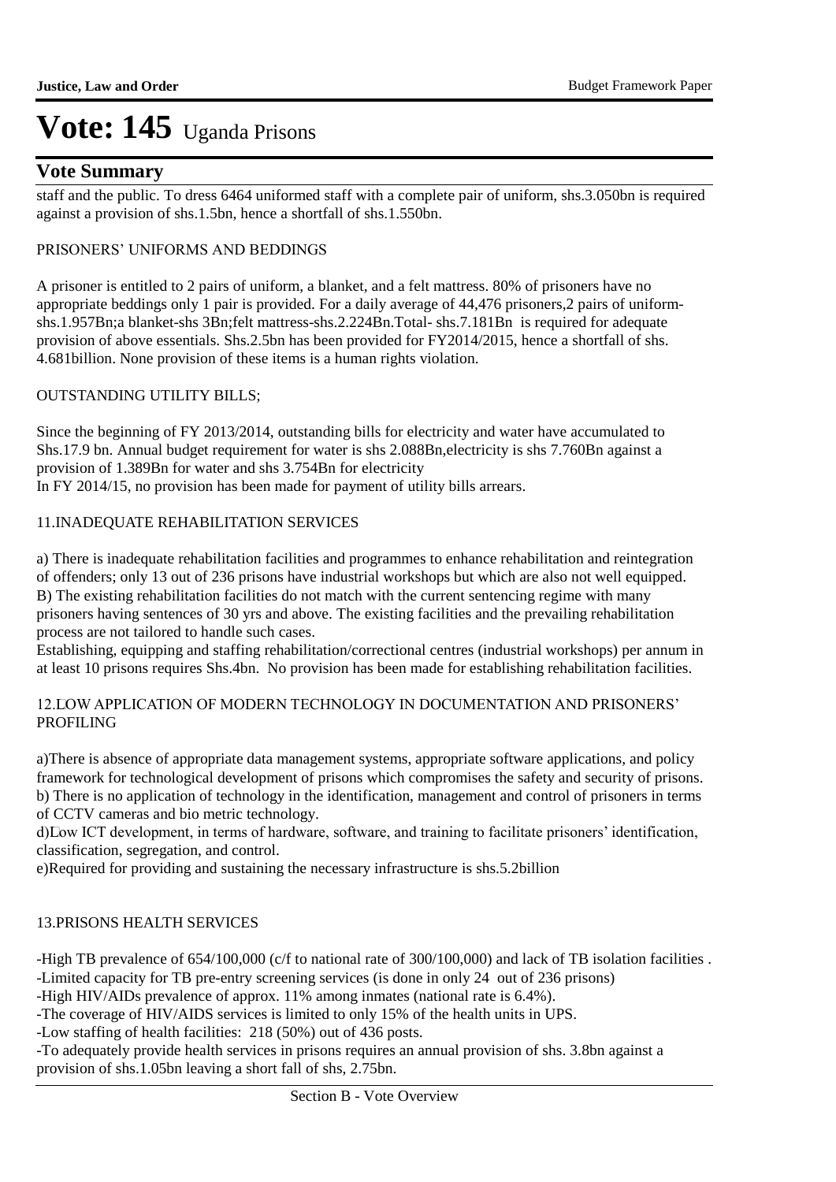# Vote: 145 Uganda Prisons

## Vote Summary

staff and the public. To dress 6464 uniformed staff with a complete pair of uniform, shs.3.050bn is required against a provision of shs.1.5bn, hence a shortfall of shs.1.550bn.

PRISONERS' UNIFORMS AND BEDDINGS

A prisoner is entitled to 2 pairs of uniform, a blanket, and a felt mattress. 80% of prisoners have no appropriate beddings only 1 pair is provided. For a daily average of 44,476 prisoners,2 pairs of uniform-shs.1.957Bn;a blanket-shs 3Bn;felt mattress-shs.2.224Bn.Total- shs.7.181Bn is required for adequate provision of above essentials. Shs.2.5bn has been provided for FY2014/2015, hence a shortfall of shs. 4.681billion. None provision of these items is a human rights violation.

OUTSTANDING UTILITY BILLS;

Since the beginning of FY 2013/2014, outstanding bills for electricity and water have accumulated to Shs.17.9 bn. Annual budget requirement for water is shs 2.088Bn,electricity is shs 7.760Bn against a provision of 1.389Bn for water and shs 3.754Bn for electricity
In FY 2014/15, no provision has been made for payment of utility bills arrears.

11.INADEQUATE REHABILITATION SERVICES

a) There is inadequate rehabilitation facilities and programmes to enhance rehabilitation and reintegration of offenders; only 13 out of 236 prisons have industrial workshops but which are also not well equipped.
B) The existing rehabilitation facilities do not match with the current sentencing regime with many prisoners having sentences of 30 yrs and above. The existing facilities and the prevailing rehabilitation process are not tailored to handle such cases.
Establishing, equipping and staffing rehabilitation/correctional centres (industrial workshops) per annum in at least 10 prisons requires Shs.4bn. No provision has been made for establishing rehabilitation facilities.

12.LOW APPLICATION OF MODERN TECHNOLOGY IN DOCUMENTATION AND PRISONERS' PROFILING

a)There is absence of appropriate data management systems, appropriate software applications, and policy framework for technological development of prisons which compromises the safety and security of prisons.
b) There is no application of technology in the identification, management and control of prisoners in terms of CCTV cameras and bio metric technology.
d)Low ICT development, in terms of hardware, software, and training to facilitate prisoners' identification, classification, segregation, and control.
e)Required for providing and sustaining the necessary infrastructure is shs.5.2billion

13.PRISONS HEALTH SERVICES

-High TB prevalence of 654/100,000 (c/f to national rate of 300/100,000) and lack of TB isolation facilities .
-Limited capacity for TB pre-entry screening services (is done in only 24 out of 236 prisons)
-High HIV/AIDs prevalence of approx. 11% among inmates (national rate is 6.4%).
-The coverage of HIV/AIDS services is limited to only 15% of the health units in UPS.
-Low staffing of health facilities: 218 (50%) out of 436 posts.
-To adequately provide health services in prisons requires an annual provision of shs. 3.8bn against a provision of shs.1.05bn leaving a short fall of shs, 2.75bn.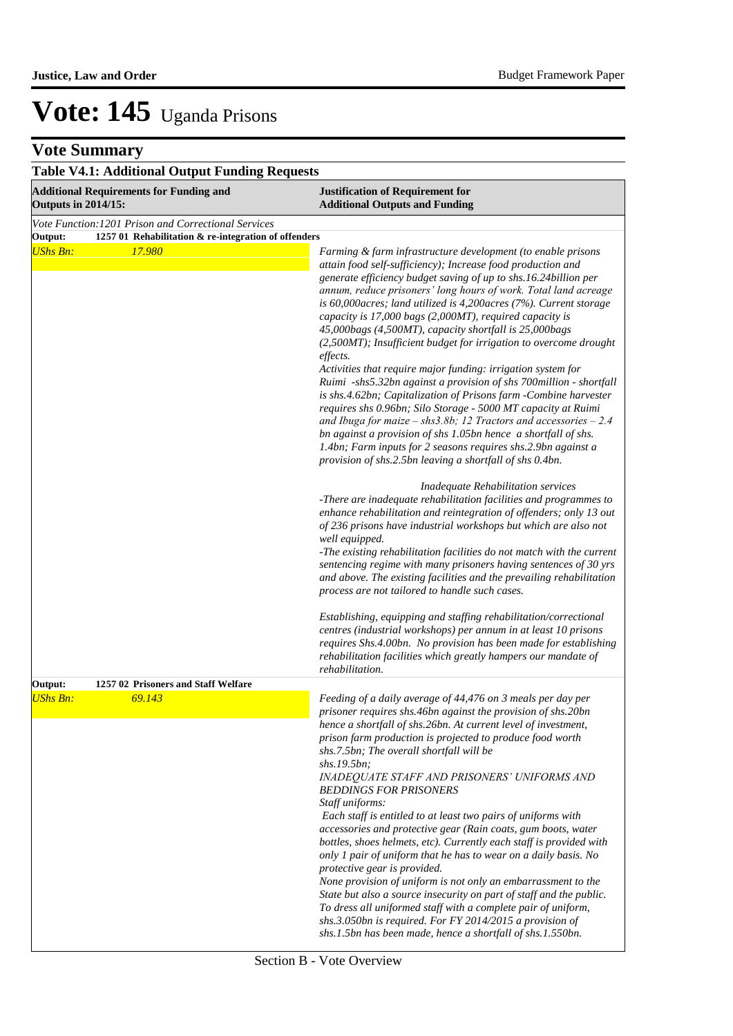# Vote: 145 Uganda Prisons

## Vote Summary

### Table V4.1: Additional Output Funding Requests

| **Additional Requirements for Funding and Outputs in 2014/15:** | **Justification of Requirement for Additional Outputs and Funding** |
|---|---|
| *Vote Function:1201 Prison and Correctional Services* | |
| **Output: 1257 01 Rehabilitation & re-integration of offenders** | |
| *UShs Bn: 17.980* | *Farming & farm infrastructure development (to enable prisons attain food self-sufficiency); Increase food production and generate efficiency budget saving of up to shs.16.24billion per annum, reduce prisoners' long hours of work. Total land acreage is 60,000acres; land utilized is 4,200acres (7%). Current storage capacity is 17,000 bags (2,000MT), required capacity is 45,000bags (4,500MT), capacity shortfall is 25,000bags (2,500MT); Insufficient budget for irrigation to overcome drought effects.*<br>*Activities that require major funding: irrigation system for Ruimi -shs5.32bn against a provision of shs 700million - shortfall is shs.4.62bn; Capitalization of Prisons farm -Combine harvester requires shs 0.96bn; Silo Storage - 5000 MT capacity at Ruimi and Ibuga for maize – shs3.8b; 12 Tractors and accessories – 2.4 bn against a provision of shs 1.05bn hence a shortfall of shs. 1.4bn; Farm inputs for 2 seasons requires shs.2.9bn against a provision of shs.2.5bn leaving a shortfall of shs 0.4bn.*<br><br>*Inadequate Rehabilitation services*<br>*-There are inadequate rehabilitation facilities and programmes to enhance rehabilitation and reintegration of offenders; only 13 out of 236 prisons have industrial workshops but which are also not well equipped.*<br>*-The existing rehabilitation facilities do not match with the current sentencing regime with many prisoners having sentences of 30 yrs and above. The existing facilities and the prevailing rehabilitation process are not tailored to handle such cases.*<br><br>*Establishing, equipping and staffing rehabilitation/correctional centres (industrial workshops) per annum in at least 10 prisons requires Shs.4.00bn. No provision has been made for establishing rehabilitation facilities which greatly hampers our mandate of rehabilitation.* |
| **Output: 1257 02 Prisoners and Staff Welfare** | |
| *UShs Bn: 69.143* | *Feeding of a daily average of 44,476 on 3 meals per day per prisoner requires shs.46bn against the provision of shs.20bn hence a shortfall of shs.26bn. At current level of investment, prison farm production is projected to produce food worth shs.7.5bn; The overall shortfall will be shs.19.5bn;*<br>*INADEQUATE STAFF AND PRISONERS' UNIFORMS AND BEDDINGS FOR PRISONERS*<br>*Staff uniforms:*<br>*Each staff is entitled to at least two pairs of uniforms with accessories and protective gear (Rain coats, gum boots, water bottles, shoes helmets, etc). Currently each staff is provided with only 1 pair of uniform that he has to wear on a daily basis. No protective gear is provided.*<br>*None provision of uniform is not only an embarrassment to the State but also a source insecurity on part of staff and the public. To dress all uniformed staff with a complete pair of uniform, shs.3.050bn is required. For FY 2014/2015 a provision of shs.1.5bn has been made, hence a shortfall of shs.1.550bn.* |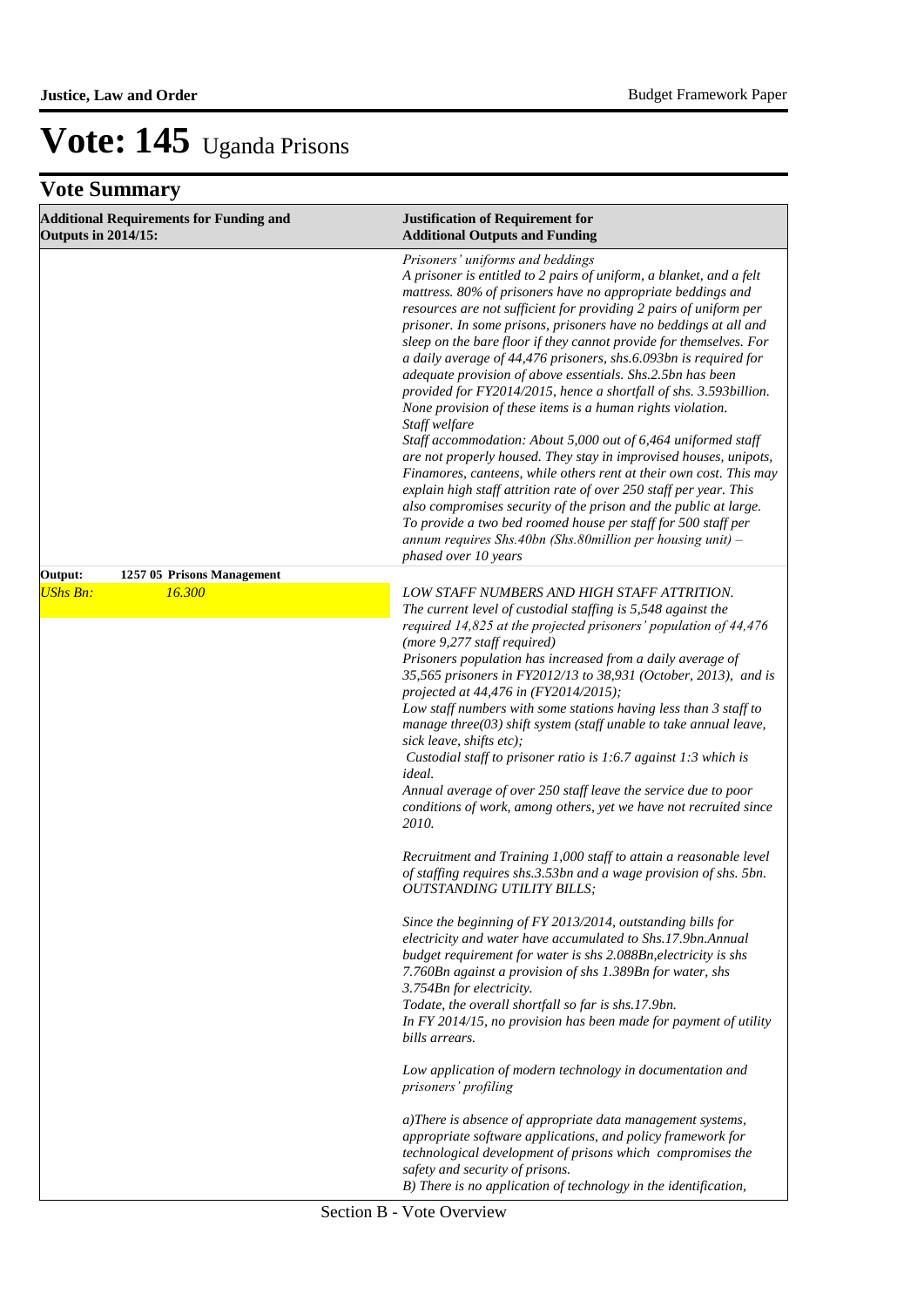# Vote: 145 Uganda Prisons

## Vote Summary

| Additional Requirements for Funding and Outputs in 2014/15: | Justification of Requirement for Additional Outputs and Funding |
|---|---|
| | *Prisoners' uniforms and beddings*<br>*A prisoner is entitled to 2 pairs of uniform, a blanket, and a felt mattress. 80% of prisoners have no appropriate beddings and resources are not sufficient for providing 2 pairs of uniform per prisoner. In some prisons, prisoners have no beddings at all and sleep on the bare floor if they cannot provide for themselves. For a daily average of 44,476 prisoners, shs.6.093bn is required for adequate provision of above essentials. Shs.2.5bn has been provided for FY2014/2015, hence a shortfall of shs. 3.593billion. None provision of these items is a human rights violation.*<br>*Staff welfare*<br>*Staff accommodation: About 5,000 out of 6,464 uniformed staff are not properly housed. They stay in improvised houses, unipots, Finamores, canteens, while others rent at their own cost. This may explain high staff attrition rate of over 250 staff per year. This also compromises security of the prison and the public at large. To provide a two bed roomed house per staff for 500 staff per annum requires Shs.40bn (Shs.80million per housing unit) – phased over 10 years* |
| **Output: 1257 05 Prisons Management** | |
| *UShs Bn: 16.300* | *LOW STAFF NUMBERS AND HIGH STAFF ATTRITION.*<br>*The current level of custodial staffing is 5,548 against the required 14,825 at the projected prisoners' population of 44,476 (more 9,277 staff required)*<br>*Prisoners population has increased from a daily average of 35,565 prisoners in FY2012/13 to 38,931 (October, 2013), and is projected at 44,476 in (FY2014/2015);*<br>*Low staff numbers with some stations having less than 3 staff to manage three(03) shift system (staff unable to take annual leave, sick leave, shifts etc);*<br>*Custodial staff to prisoner ratio is 1:6.7 against 1:3 which is ideal.*<br>*Annual average of over 250 staff leave the service due to poor conditions of work, among others, yet we have not recruited since 2010.*<br><br>*Recruitment and Training 1,000 staff to attain a reasonable level of staffing requires shs.3.53bn and a wage provision of shs. 5bn.*<br>*OUTSTANDING UTILITY BILLS;*<br><br>*Since the beginning of FY 2013/2014, outstanding bills for electricity and water have accumulated to Shs.17.9bn.Annual budget requirement for water is shs 2.088Bn,electricity is shs 7.760Bn against a provision of shs 1.389Bn for water, shs 3.754Bn for electricity.*<br>*Todate, the overall shortfall so far is shs.17.9bn.*<br>*In FY 2014/15, no provision has been made for payment of utility bills arrears.*<br><br>*Low application of modern technology in documentation and prisoners' profiling*<br><br>*a)There is absence of appropriate data management systems, appropriate software applications, and policy framework for technological development of prisons which compromises the safety and security of prisons.*<br>*B) There is no application of technology in the identification,* |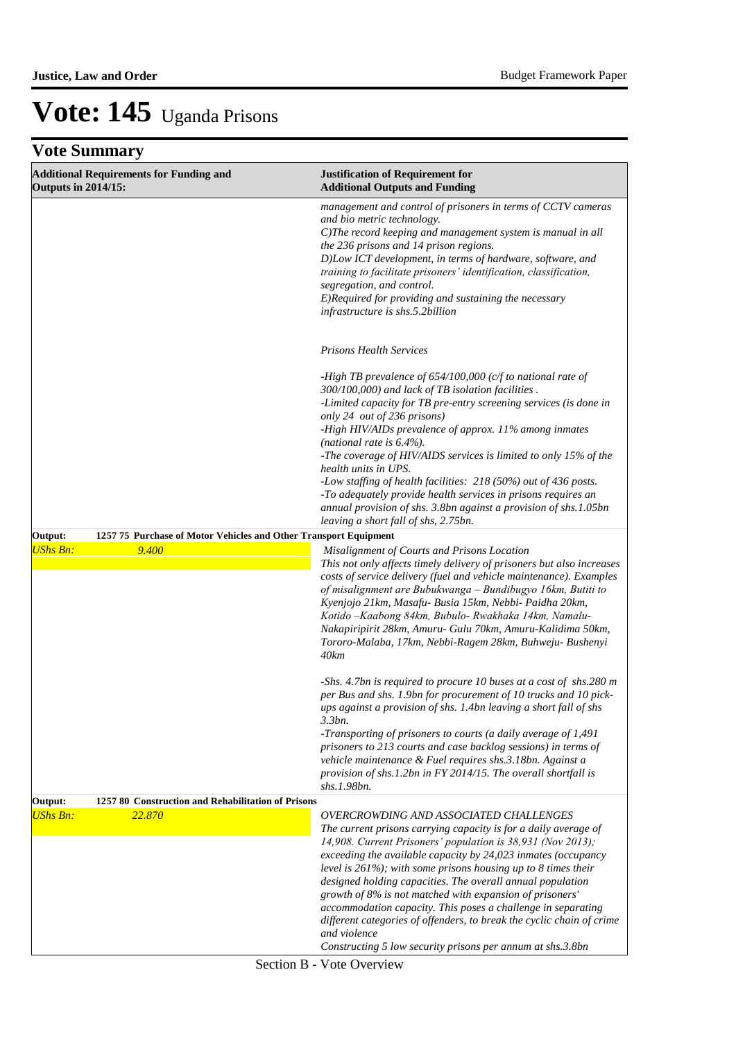# Vote: 145 Uganda Prisons

## Vote Summary

| Additional Requirements for Funding and Outputs in 2014/15: | Justification of Requirement for Additional Outputs and Funding |
|---|---|
| | *management and control of prisoners in terms of CCTV cameras and bio metric technology.*<br>*C)The record keeping and management system is manual in all the 236 prisons and 14 prison regions.*<br>*D)Low ICT development, in terms of hardware, software, and training to facilitate prisoners' identification, classification, segregation, and control.*<br>*E)Required for providing and sustaining the necessary infrastructure is shs.5.2billion*<br><br>*Prisons Health Services*<br><br>*-High TB prevalence of 654/100,000 (c/f to national rate of 300/100,000) and lack of TB isolation facilities .*<br>*-Limited capacity for TB pre-entry screening services (is done in only 24 out of 236 prisons)*<br>*-High HIV/AIDs prevalence of approx. 11% among inmates (national rate is 6.4%).*<br>*-The coverage of HIV/AIDS services is limited to only 15% of the health units in UPS.*<br>*-Low staffing of health facilities: 218 (50%) out of 436 posts.*<br>*-To adequately provide health services in prisons requires an annual provision of shs. 3.8bn against a provision of shs.1.05bn leaving a short fall of shs, 2.75bn.* |
| **Output: 1257 75 Purchase of Motor Vehicles and Other Transport Equipment** | |
| *UShs Bn:* *9.400* | *Misalignment of Courts and Prisons Location*<br>*This not only affects timely delivery of prisoners but also increases costs of service delivery (fuel and vehicle maintenance). Examples of misalignment are Bubukwanga – Bundibugyo 16km, Butiti to Kyenjojo 21km, Masafu- Busia 15km, Nebbi- Paidha 20km, Kotido –Kaabong 84km, Bubulo- Rwakhaka 14km, Namalu-Nakapiripirit 28km, Amuru- Gulu 70km, Amuru-Kalidima 50km, Tororo-Malaba, 17km, Nebbi-Ragem 28km, Buhweju- Bushenyi 40km*<br><br>*-Shs. 4.7bn is required to procure 10 buses at a cost of shs.280 m per Bus and shs. 1.9bn for procurement of 10 trucks and 10 pick-ups against a provision of shs. 1.4bn leaving a short fall of shs 3.3bn.*<br>*-Transporting of prisoners to courts (a daily average of 1,491 prisoners to 213 courts and case backlog sessions) in terms of vehicle maintenance & Fuel requires shs.3.18bn. Against a provision of shs.1.2bn in FY 2014/15. The overall shortfall is shs.1.98bn.* |
| **Output: 1257 80 Construction and Rehabilitation of Prisons** | |
| *UShs Bn:* *22.870* | *OVERCROWDING AND ASSOCIATED CHALLENGES*<br>*The current prisons carrying capacity is for a daily average of 14,908. Current Prisoners' population is 38,931 (Nov 2013); exceeding the available capacity by 24,023 inmates (occupancy level is 261%); with some prisons housing up to 8 times their designed holding capacities. The overall annual population growth of 8% is not matched with expansion of prisoners' accommodation capacity. This poses a challenge in separating different categories of offenders, to break the cyclic chain of crime and violence*<br>*Constructing 5 low security prisons per annum at shs.3.8bn* |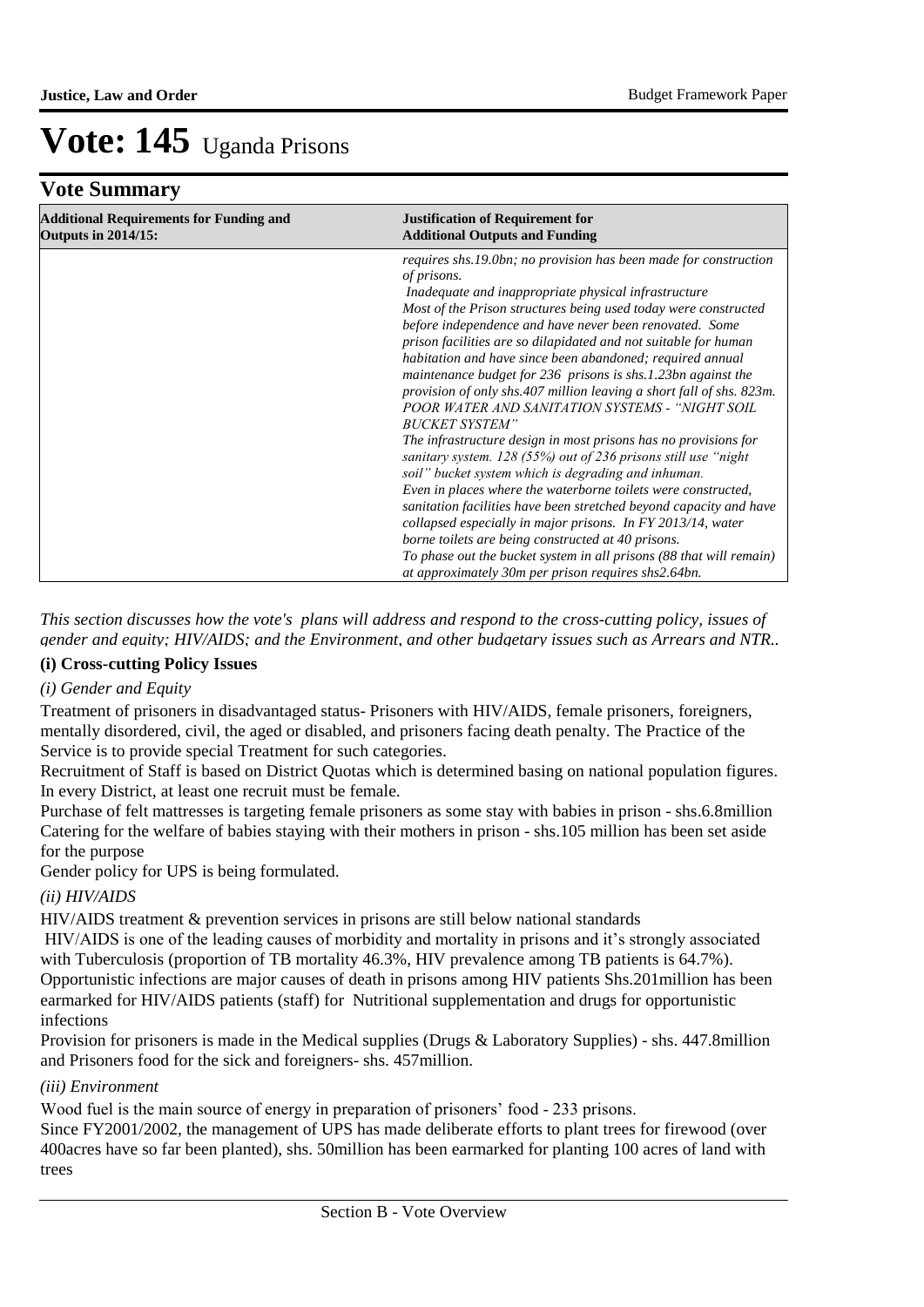# Vote: 145 Uganda Prisons

## Vote Summary

| Additional Requirements for Funding and Outputs in 2014/15: | Justification of Requirement for Additional Outputs and Funding |
|---|---|
| | *requires shs.19.0bn; no provision has been made for construction of prisons.*<br>*Inadequate and inappropriate physical infrastructure*<br>*Most of the Prison structures being used today were constructed before independence and have never been renovated. Some prison facilities are so dilapidated and not suitable for human habitation and have since been abandoned; required annual maintenance budget for 236 prisons is shs.1.23bn against the provision of only shs.407 million leaving a short fall of shs. 823m.*<br>*POOR WATER AND SANITATION SYSTEMS - "NIGHT SOIL BUCKET SYSTEM"*<br>*The infrastructure design in most prisons has no provisions for sanitary system. 128 (55%) out of 236 prisons still use "night soil" bucket system which is degrading and inhuman.*<br>*Even in places where the waterborne toilets were constructed, sanitation facilities have been stretched beyond capacity and have collapsed especially in major prisons. In FY 2013/14, water borne toilets are being constructed at 40 prisons.*<br>*To phase out the bucket system in all prisons (88 that will remain) at approximately 30m per prison requires shs2.64bn.* |

*This section discusses how the vote's plans will address and respond to the cross-cutting policy, issues of gender and equity; HIV/AIDS; and the Environment, and other budgetary issues such as Arrears and NTR..*

**(i) Cross-cutting Policy Issues**

*(i) Gender and Equity*

Treatment of prisoners in disadvantaged status- Prisoners with HIV/AIDS, female prisoners, foreigners, mentally disordered, civil, the aged or disabled, and prisoners facing death penalty. The Practice of the Service is to provide special Treatment for such categories.

Recruitment of Staff is based on District Quotas which is determined basing on national population figures. In every District, at least one recruit must be female.

Purchase of felt mattresses is targeting female prisoners as some stay with babies in prison - shs.6.8million

Catering for the welfare of babies staying with their mothers in prison - shs.105 million has been set aside for the purpose

Gender policy for UPS is being formulated.

*(ii) HIV/AIDS*

HIV/AIDS treatment & prevention services in prisons are still below national standards

HIV/AIDS is one of the leading causes of morbidity and mortality in prisons and it's strongly associated with Tuberculosis (proportion of TB mortality 46.3%, HIV prevalence among TB patients is 64.7%). Opportunistic infections are major causes of death in prisons among HIV patients Shs.201million has been earmarked for HIV/AIDS patients (staff) for Nutritional supplementation and drugs for opportunistic infections

Provision for prisoners is made in the Medical supplies (Drugs & Laboratory Supplies) - shs. 447.8million and Prisoners food for the sick and foreigners- shs. 457million.

*(iii) Environment*

Wood fuel is the main source of energy in preparation of prisoners' food - 233 prisons.

Since FY2001/2002, the management of UPS has made deliberate efforts to plant trees for firewood (over 400acres have so far been planted), shs. 50million has been earmarked for planting 100 acres of land with trees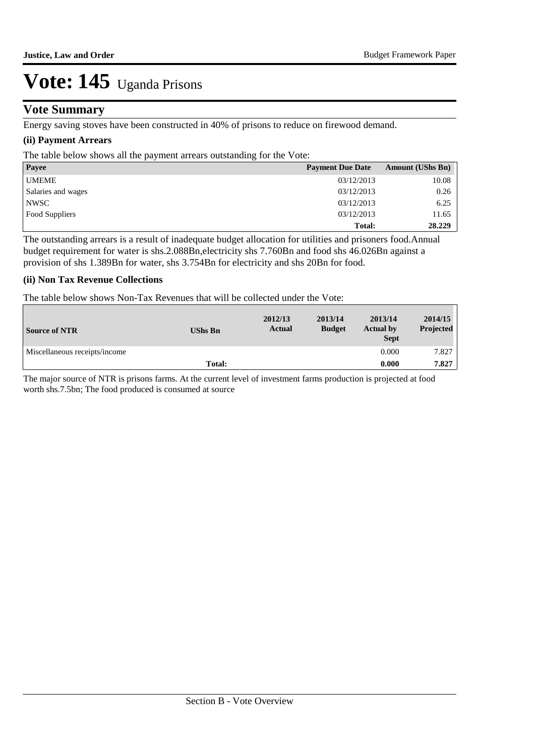# Vote: 145 Uganda Prisons

## Vote Summary

Energy saving stoves have been constructed in 40% of prisons to reduce on firewood demand.

### (ii) Payment Arrears

The table below shows all the payment arrears outstanding for the Vote:

| Payee | Payment Due Date | Amount (UShs Bn) |
|---|---|---|
| UMEME | 03/12/2013 | 10.08 |
| Salaries and wages | 03/12/2013 | 0.26 |
| NWSC | 03/12/2013 | 6.25 |
| Food Suppliers | 03/12/2013 | 11.65 |
| | **Total:** | **28.229** |

The outstanding arrears is a result of inadequate budget allocation for utilities and prisoners food.Annual budget requirement for water is shs.2.088Bn,electricity shs 7.760Bn and food shs 46.026Bn against a provision of shs 1.389Bn for water, shs 3.754Bn for electricity and shs 20Bn for food.

### (ii) Non Tax Revenue Collections

The table below shows Non-Tax Revenues that will be collected under the Vote:

| Source of NTR | UShs Bn | 2012/13 Actual | 2013/14 Budget | 2013/14 Actual by Sept | 2014/15 Projected |
|---|---|---|---|---|---|
| Miscellaneous receipts/income | | | | 0.000 | 7.827 |
| | **Total:** | | | **0.000** | **7.827** |

The major source of NTR is prisons farms. At the current level of investment farms production is projected at food worth shs.7.5bn; The food produced is consumed at source